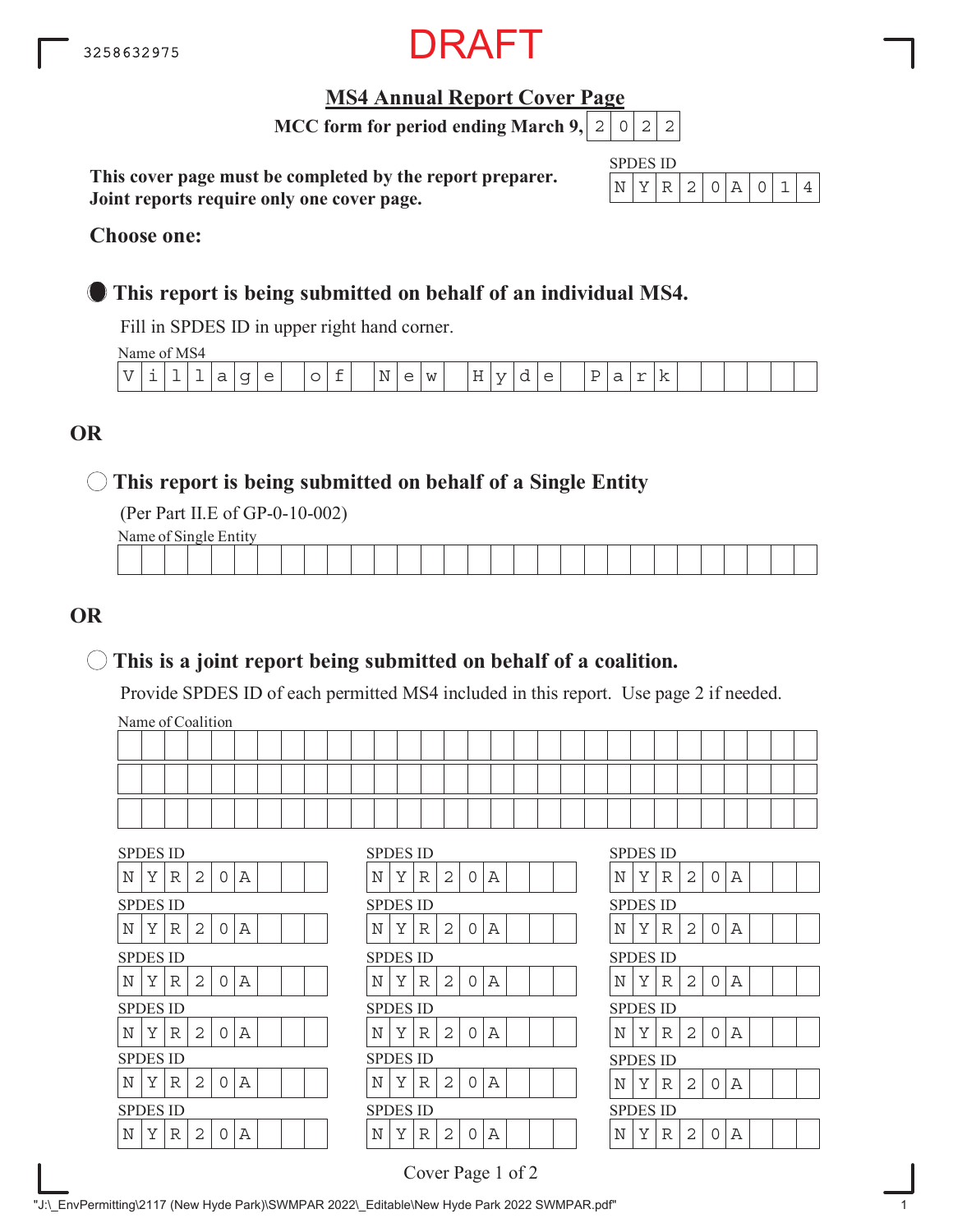3258632975

DRAFT

# MS4 Annual Report Cover Page

**MCC form for period ending March 9, 2022**

**This cover page must be completed by the report preparer.**
**Joint reports require only one cover page.**

SPDES ID: NYR20A014

**Choose one:**

● **This report is being submitted on behalf of an individual MS4.**

Fill in SPDES ID in upper right hand corner.

Name of MS4: Village of New Hyde Park

**OR**

○ **This report is being submitted on behalf of a Single Entity**

(Per Part II.E of GP-0-10-002)

Name of Single Entity:

**OR**

○ **This is a joint report being submitted on behalf of a coalition.**

Provide SPDES ID of each permitted MS4 included in this report. Use page 2 if needed.

Name of Coalition:

| SPDES ID | SPDES ID | SPDES ID |
|---|---|---|
| NYR20A | NYR20A | NYR20A |
| NYR20A | NYR20A | NYR20A |
| NYR20A | NYR20A | NYR20A |
| NYR20A | NYR20A | NYR20A |
| NYR20A | NYR20A | NYR20A |
| NYR20A | NYR20A | NYR20A |

Cover Page 1 of 2

"J:\_EnvPermitting\2117 (New Hyde Park)\SWMPAR 2022\_Editable\New Hyde Park 2022 SWMPAR.pdf"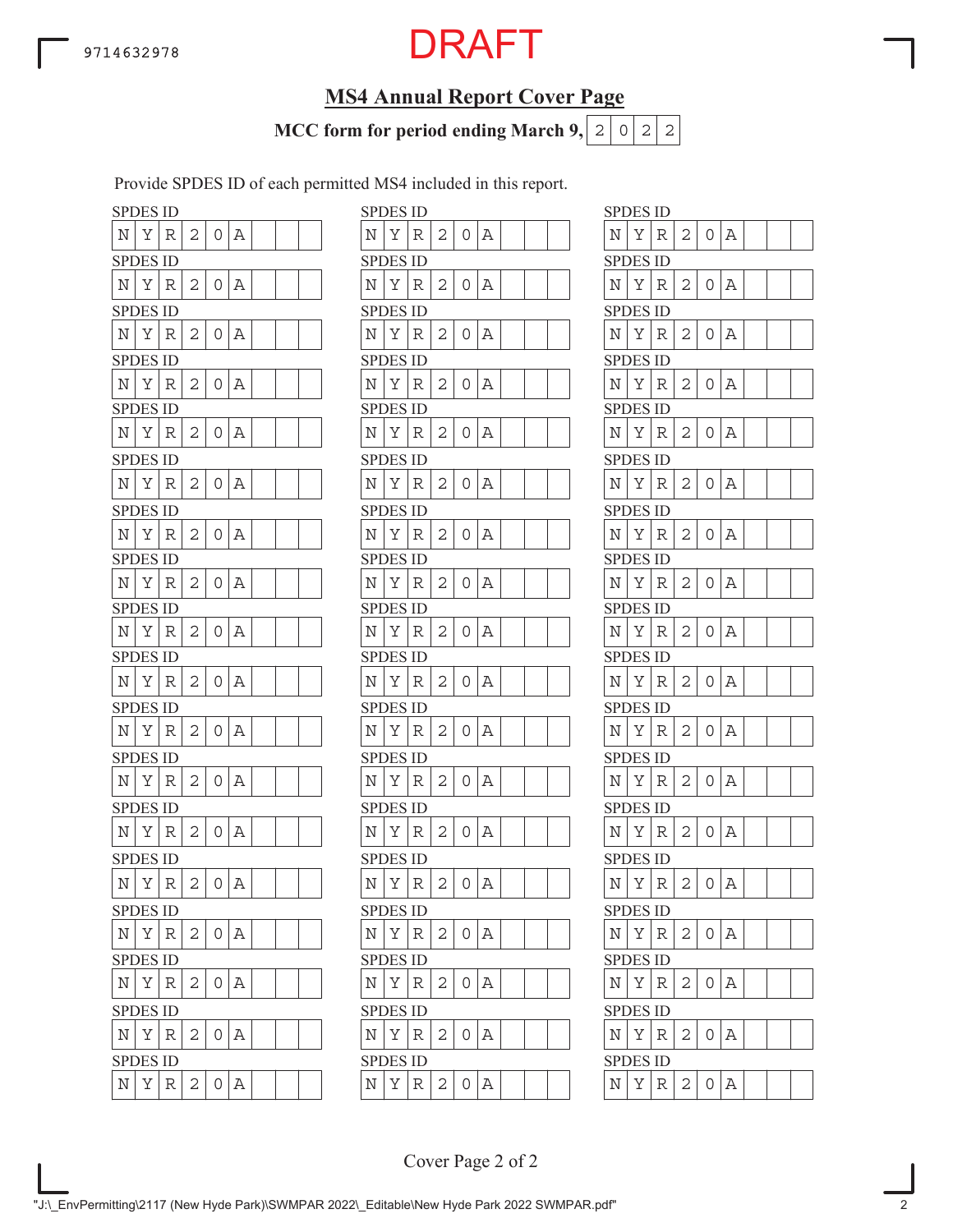9714632978

DRAFT

## MS4 Annual Report Cover Page

**MCC form for period ending March 9, 2022**

Provide SPDES ID of each permitted MS4 included in this report.

| SPDES ID | SPDES ID | SPDES ID |
|---|---|---|
| NYR20A | NYR20A | NYR20A |
| NYR20A | NYR20A | NYR20A |
| NYR20A | NYR20A | NYR20A |
| NYR20A | NYR20A | NYR20A |
| NYR20A | NYR20A | NYR20A |
| NYR20A | NYR20A | NYR20A |
| NYR20A | NYR20A | NYR20A |
| NYR20A | NYR20A | NYR20A |
| NYR20A | NYR20A | NYR20A |
| NYR20A | NYR20A | NYR20A |
| NYR20A | NYR20A | NYR20A |
| NYR20A | NYR20A | NYR20A |
| NYR20A | NYR20A | NYR20A |
| NYR20A | NYR20A | NYR20A |
| NYR20A | NYR20A | NYR20A |
| NYR20A | NYR20A | NYR20A |
| NYR20A | NYR20A | NYR20A |
| NYR20A | NYR20A | NYR20A |

"J:\_EnvPermitting\2117 (New Hyde Park)\SWMPAR 2022\_Editable\New Hyde Park 2022 SWMPAR.pdf"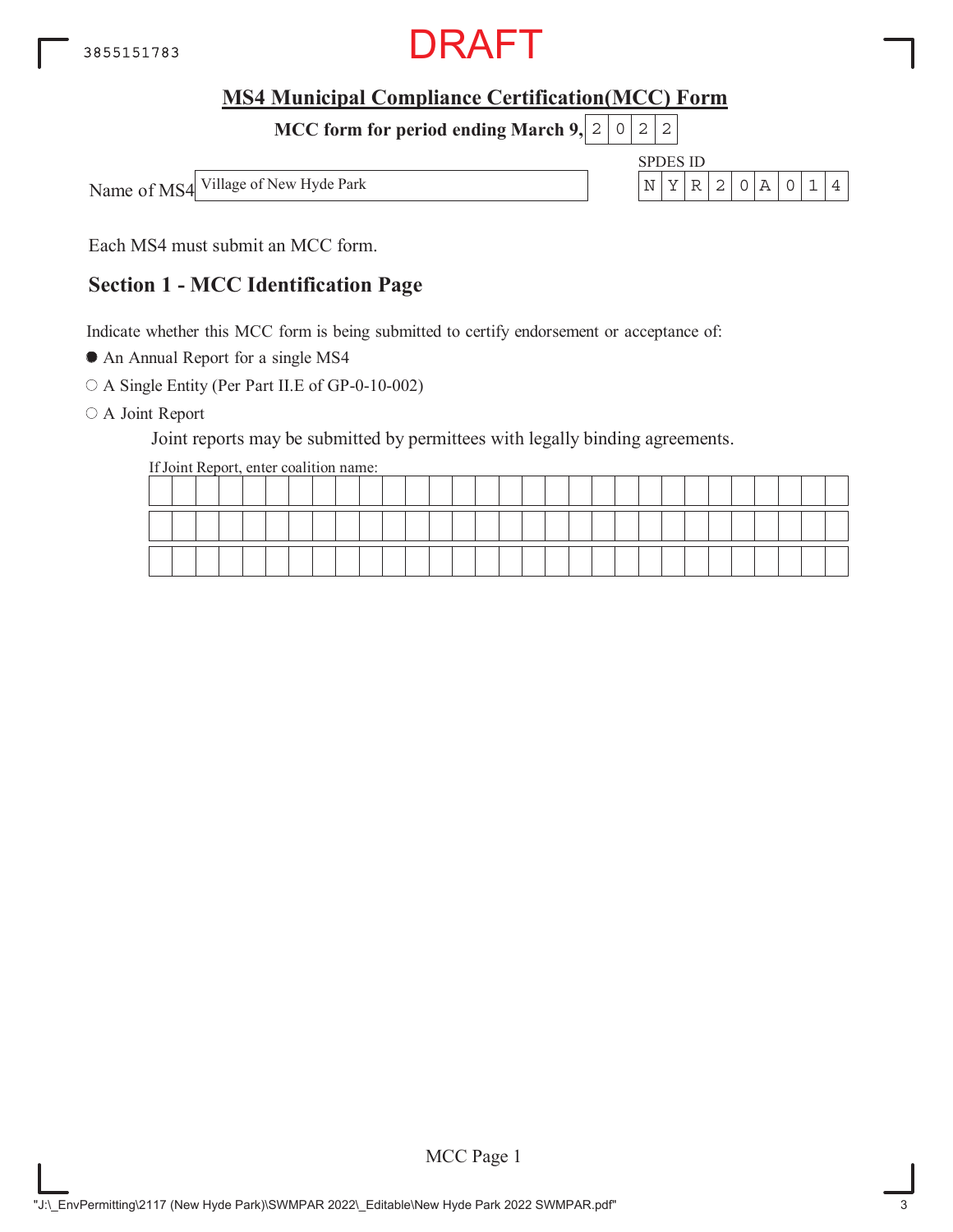DRAFT

## MS4 Municipal Compliance Certification(MCC) Form

**MCC form for period ending March 9, 2022**

Name of MS4: Village of New Hyde Park

SPDES ID: NYR20A014

Each MS4 must submit an MCC form.

## Section 1 - MCC Identification Page

Indicate whether this MCC form is being submitted to certify endorsement or acceptance of:

- ● An Annual Report for a single MS4
- ○ A Single Entity (Per Part II.E of GP-0-10-002)
- ○ A Joint Report

Joint reports may be submitted by permittees with legally binding agreements.

If Joint Report, enter coalition name:

MCC Page 1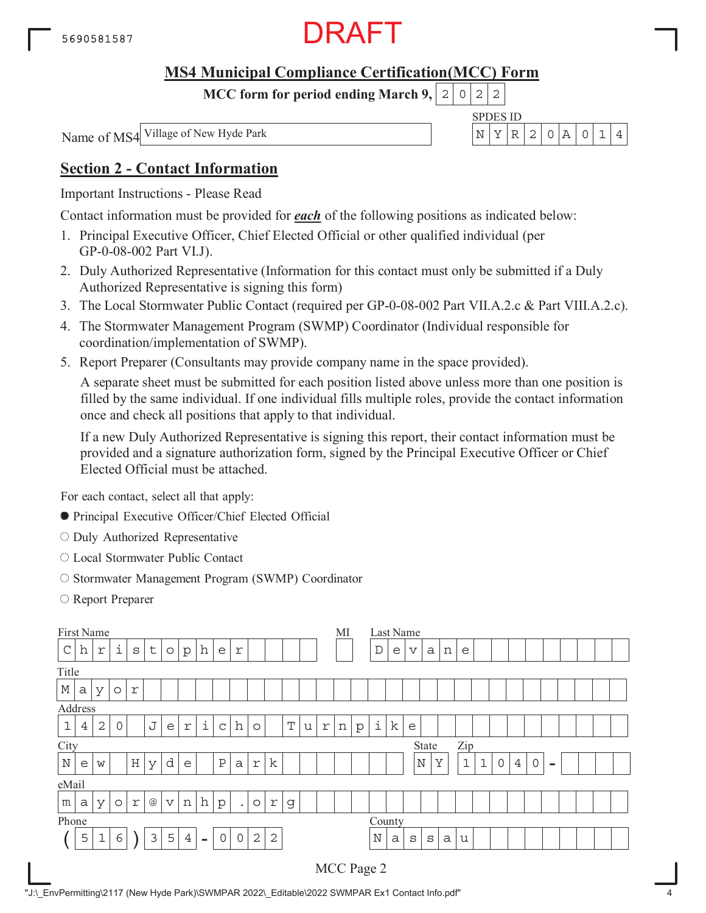5690581587

DRAFT

# MS4 Municipal Compliance Certification(MCC) Form

**MCC form for period ending March 9, 2022**

Name of MS4: Village of New Hyde Park

SPDES ID: NYR20A014

## Section 2 - Contact Information

Important Instructions - Please Read

Contact information must be provided for ***each*** of the following positions as indicated below:

1. Principal Executive Officer, Chief Elected Official or other qualified individual (per GP-0-08-002 Part VI.J).
2. Duly Authorized Representative (Information for this contact must only be submitted if a Duly Authorized Representative is signing this form)
3. The Local Stormwater Public Contact (required per GP-0-08-002 Part VII.A.2.c & Part VIII.A.2.c).
4. The Stormwater Management Program (SWMP) Coordinator (Individual responsible for coordination/implementation of SWMP).
5. Report Preparer (Consultants may provide company name in the space provided).

   A separate sheet must be submitted for each position listed above unless more than one position is filled by the same individual. If one individual fills multiple roles, provide the contact information once and check all positions that apply to that individual.

   If a new Duly Authorized Representative is signing this report, their contact information must be provided and a signature authorization form, signed by the Principal Executive Officer or Chief Elected Official must be attached.

For each contact, select all that apply:

- ● Principal Executive Officer/Chief Elected Official
- ○ Duly Authorized Representative
- ○ Local Stormwater Public Contact
- ○ Stormwater Management Program (SWMP) Coordinator
- ○ Report Preparer

First Name: Christopher
MI:
Last Name: Devane

Title: Mayor

Address: 1420 Jericho Turnpike

City: New Hyde Park
State: NY
Zip: 11040 -

eMail: mayor@vnhp.org

Phone: (516) 354 - 0022
County: Nassau

MCC Page 2

"J:\_EnvPermitting\2117 (New Hyde Park)\SWMPAR 2022\_Editable\2022 SWMPAR Ex1 Contact Info.pdf"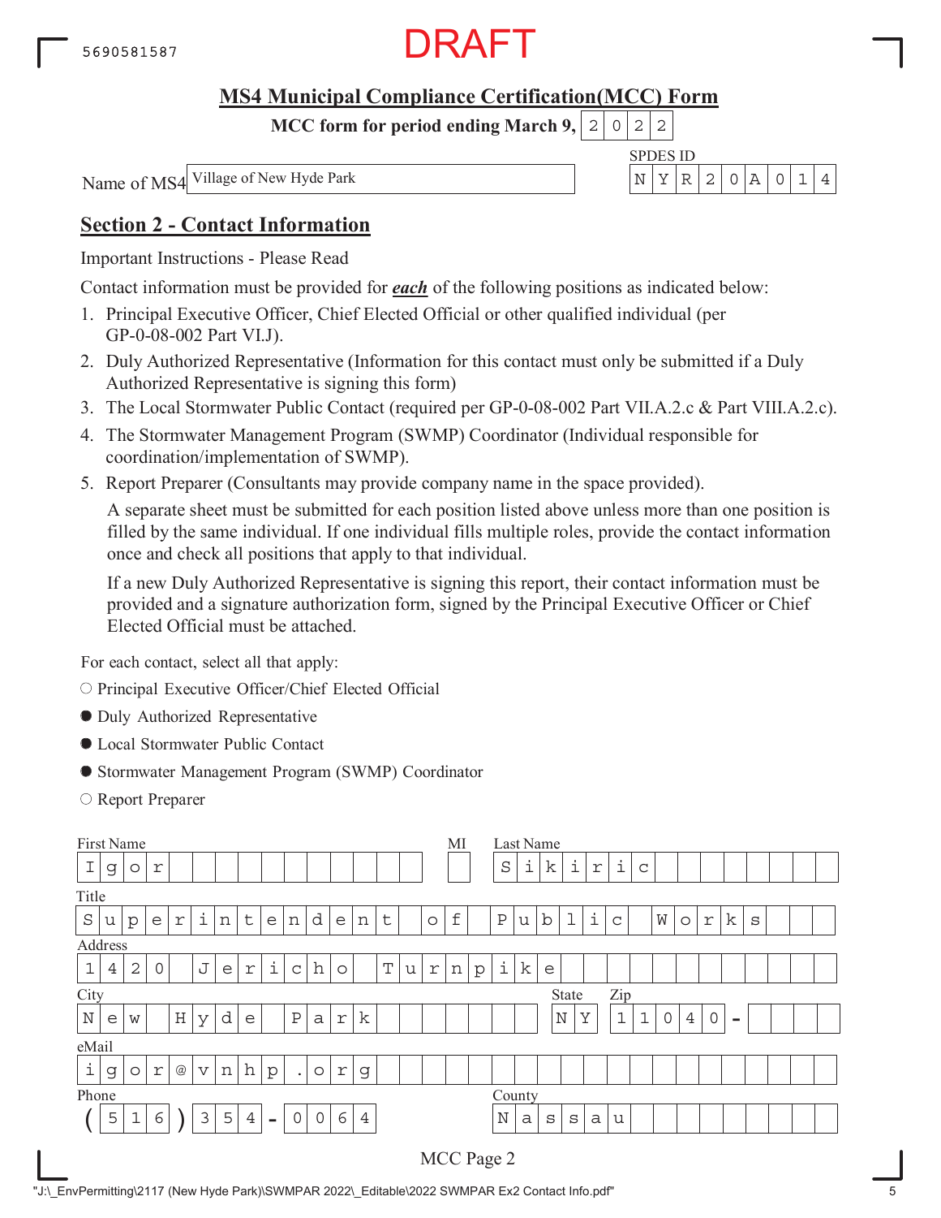5690581587

DRAFT

## MS4 Municipal Compliance Certification(MCC) Form

**MCC form for period ending March 9, 2022**

Name of MS4: Village of New Hyde Park

SPDES ID: NYR20A014

## Section 2 - Contact Information

Important Instructions - Please Read

Contact information must be provided for ***each*** of the following positions as indicated below:

1. Principal Executive Officer, Chief Elected Official or other qualified individual (per GP-0-08-002 Part VI.J).
2. Duly Authorized Representative (Information for this contact must only be submitted if a Duly Authorized Representative is signing this form)
3. The Local Stormwater Public Contact (required per GP-0-08-002 Part VII.A.2.c & Part VIII.A.2.c).
4. The Stormwater Management Program (SWMP) Coordinator (Individual responsible for coordination/implementation of SWMP).
5. Report Preparer (Consultants may provide company name in the space provided).

   A separate sheet must be submitted for each position listed above unless more than one position is filled by the same individual. If one individual fills multiple roles, provide the contact information once and check all positions that apply to that individual.

   If a new Duly Authorized Representative is signing this report, their contact information must be provided and a signature authorization form, signed by the Principal Executive Officer or Chief Elected Official must be attached.

For each contact, select all that apply:

- ○ Principal Executive Officer/Chief Elected Official
- ● Duly Authorized Representative
- ● Local Stormwater Public Contact
- ● Stormwater Management Program (SWMP) Coordinator
- ○ Report Preparer

First Name: Igor
MI:
Last Name: Sikiric

Title: Superintendent of Public Works

Address: 1420 Jericho Turnpike

City: New Hyde Park
State: NY
Zip: 11040-

eMail: igor@vnhp.org

Phone: (516) 354-0064
County: Nassau

MCC Page 2

"J:\_EnvPermitting\2117 (New Hyde Park)\SWMPAR 2022\_Editable\2022 SWMPAR Ex2 Contact Info.pdf"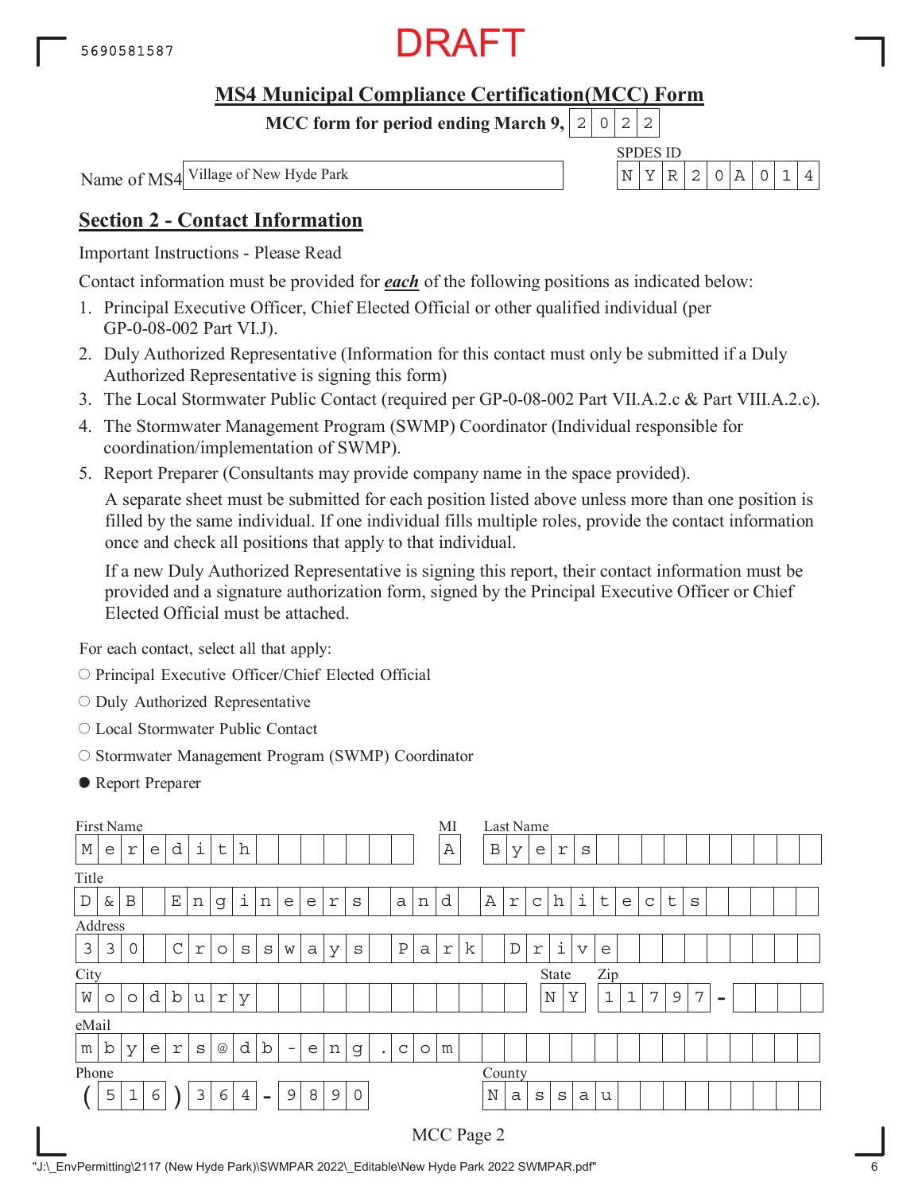5690581587

DRAFT

## MS4 Municipal Compliance Certification(MCC) Form

**MCC form for period ending March 9, 2022**

Name of MS4: Village of New Hyde Park

SPDES ID: NYR20A014

## Section 2 - Contact Information

Important Instructions - Please Read

Contact information must be provided for ***each*** of the following positions as indicated below:

1. Principal Executive Officer, Chief Elected Official or other qualified individual (per GP-0-08-002 Part VI.J).
2. Duly Authorized Representative (Information for this contact must only be submitted if a Duly Authorized Representative is signing this form)
3. The Local Stormwater Public Contact (required per GP-0-08-002 Part VII.A.2.c & Part VIII.A.2.c).
4. The Stormwater Management Program (SWMP) Coordinator (Individual responsible for coordination/implementation of SWMP).
5. Report Preparer (Consultants may provide company name in the space provided).

   A separate sheet must be submitted for each position listed above unless more than one position is filled by the same individual. If one individual fills multiple roles, provide the contact information once and check all positions that apply to that individual.

   If a new Duly Authorized Representative is signing this report, their contact information must be provided and a signature authorization form, signed by the Principal Executive Officer or Chief Elected Official must be attached.

For each contact, select all that apply:

- ○ Principal Executive Officer/Chief Elected Official
- ○ Duly Authorized Representative
- ○ Local Stormwater Public Contact
- ○ Stormwater Management Program (SWMP) Coordinator
- ● Report Preparer

| Field | Value |
|---|---|
| First Name | Meredith |
| MI | A |
| Last Name | Byers |
| Title | D & B Engineers and Architects |
| Address | 330 Crossways Park Drive |
| City | Woodbury |
| State | NY |
| Zip | 11797 - |
| eMail | mbyers@db-eng.com |
| Phone | (516) 364-9890 |
| County | Nassau |

MCC Page 2

"J:\_EnvPermitting\2117 (New Hyde Park)\SWMPAR 2022\_Editable\New Hyde Park 2022 SWMPAR.pdf"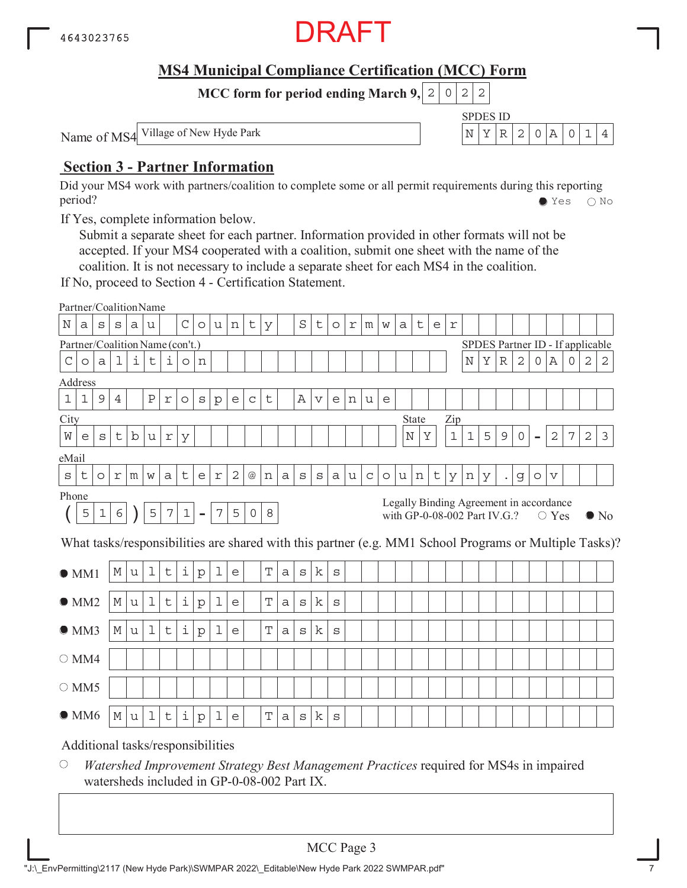4643023765

DRAFT

# MS4 Municipal Compliance Certification (MCC) Form

**MCC form for period ending March 9, 2022**

Name of MS4: Village of New Hyde Park

SPDES ID: NYR20A014

## Section 3 - Partner Information

Did your MS4 work with partners/coalition to complete some or all permit requirements during this reporting period? ● Yes ○ No

If Yes, complete information below.

Submit a separate sheet for each partner. Information provided in other formats will not be accepted. If your MS4 cooperated with a coalition, submit one sheet with the name of the coalition. It is not necessary to include a separate sheet for each MS4 in the coalition.

If No, proceed to Section 4 - Certification Statement.

Partner/Coalition Name: Nassau County Stormwater

Partner/Coalition Name (con't.): Coalition

SPDES Partner ID - If applicable: NYR20A022

Address: 1194 Prospect Avenue

City: Westbury

State: NY

Zip: 11590-2723

eMail: stormwater2@nassaucountyny.gov

Phone: (516) 571-7508

Legally Binding Agreement in accordance with GP-0-08-002 Part IV.G.? ○ Yes ● No

What tasks/responsibilities are shared with this partner (e.g. MM1 School Programs or Multiple Tasks)?

- ● MM1: Multiple Tasks
- ● MM2: Multiple Tasks
- ● MM3: Multiple Tasks
- ○ MM4:
- ○ MM5:
- ● MM6: Multiple Tasks

Additional tasks/responsibilities

○ *Watershed Improvement Strategy Best Management Practices* required for MS4s in impaired watersheds included in GP-0-08-002 Part IX.

MCC Page 3

"J:\_EnvPermitting\2117 (New Hyde Park)\SWMPAR 2022\_Editable\New Hyde Park 2022 SWMPAR.pdf"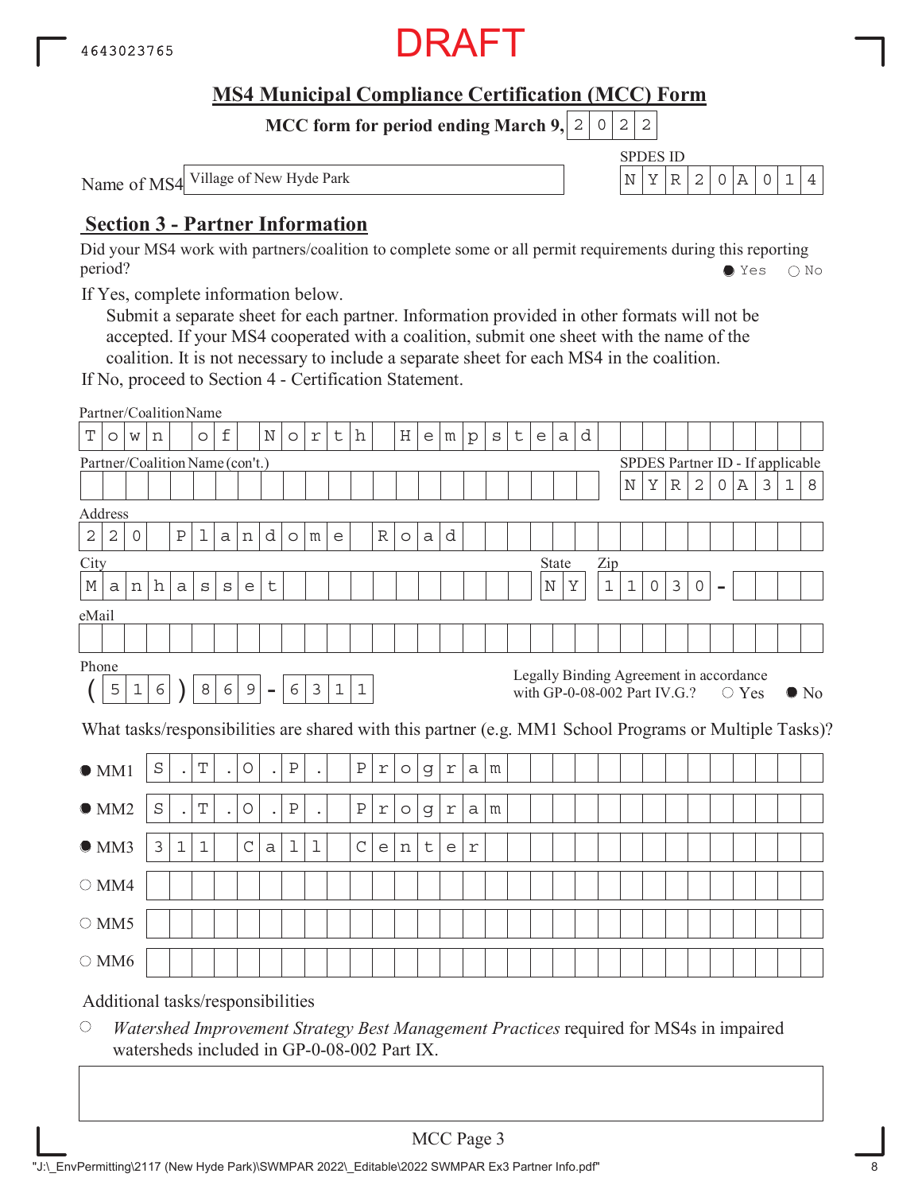4643023765

DRAFT

# MS4 Municipal Compliance Certification (MCC) Form

**MCC form for period ending March 9, 2022**

Name of MS4: Village of New Hyde Park

SPDES ID: NYR20A014

## Section 3 - Partner Information

Did your MS4 work with partners/coalition to complete some or all permit requirements during this reporting period? ● Yes ○ No

If Yes, complete information below.

Submit a separate sheet for each partner. Information provided in other formats will not be accepted. If your MS4 cooperated with a coalition, submit one sheet with the name of the coalition. It is not necessary to include a separate sheet for each MS4 in the coalition.

If No, proceed to Section 4 - Certification Statement.

Partner/Coalition Name: Town of North Hempstead

Partner/Coalition Name (con't.):

SPDES Partner ID - If applicable: NYR20A318

Address: 220 Plandome Road

City: Manhasset

State: NY

Zip: 11030 -

eMail:

Phone: (516) 869 - 6311

Legally Binding Agreement in accordance with GP-0-08-002 Part IV.G.? ○ Yes ● No

What tasks/responsibilities are shared with this partner (e.g. MM1 School Programs or Multiple Tasks)?

- ● MM1: S.T.O.P. Program
- ● MM2: S.T.O.P. Program
- ● MM3: 311 Call Center
- ○ MM4:
- ○ MM5:
- ○ MM6:

Additional tasks/responsibilities

○ *Watershed Improvement Strategy Best Management Practices* required for MS4s in impaired watersheds included in GP-0-08-002 Part IX.

MCC Page 3

"J:\_EnvPermitting\2117 (New Hyde Park)\SWMPAR 2022\_Editable\2022 SWMPAR Ex3 Partner Info.pdf"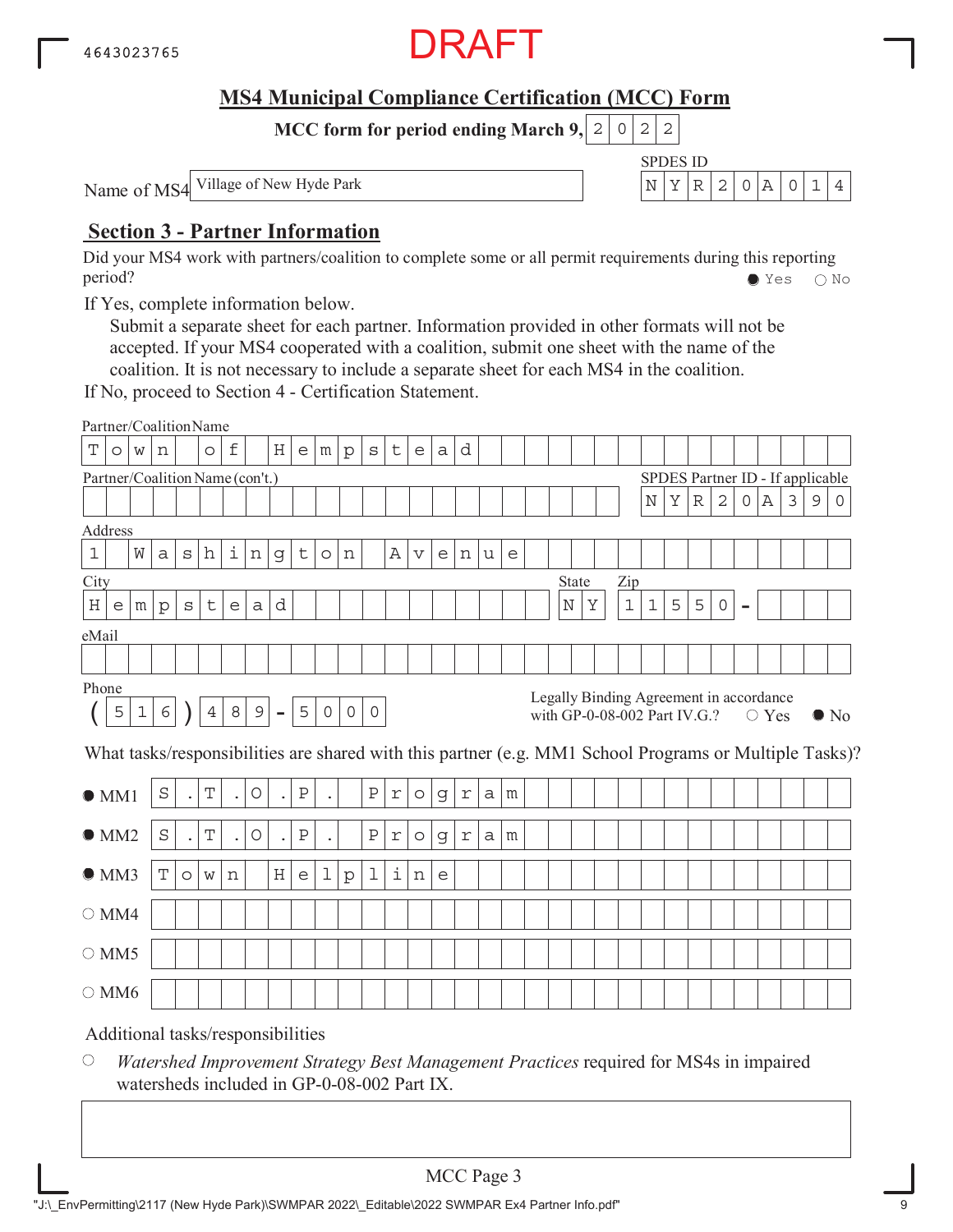4643023765

DRAFT

## MS4 Municipal Compliance Certification (MCC) Form

**MCC form for period ending March 9, 2022**

Name of MS4: Village of New Hyde Park

SPDES ID: NYR20A014

## Section 3 - Partner Information

Did your MS4 work with partners/coalition to complete some or all permit requirements during this reporting period? ● Yes ○ No

If Yes, complete information below.

Submit a separate sheet for each partner. Information provided in other formats will not be accepted. If your MS4 cooperated with a coalition, submit one sheet with the name of the coalition. It is not necessary to include a separate sheet for each MS4 in the coalition.

If No, proceed to Section 4 - Certification Statement.

Partner/Coalition Name: Town of Hempstead

Partner/Coalition Name (con't.):

SPDES Partner ID - If applicable: NYR20A390

Address: 1 Washington Avenue

City: Hempstead

State: NY

Zip: 11550 -

eMail:

Phone: (516) 489 - 5000

Legally Binding Agreement in accordance with GP-0-08-002 Part IV.G.? ○ Yes ● No

What tasks/responsibilities are shared with this partner (e.g. MM1 School Programs or Multiple Tasks)?

- ● MM1: S.T.O.P. Program
- ● MM2: S.T.O.P. Program
- ● MM3: Town Helpline
- ○ MM4:
- ○ MM5:
- ○ MM6:

Additional tasks/responsibilities

○ *Watershed Improvement Strategy Best Management Practices* required for MS4s in impaired watersheds included in GP-0-08-002 Part IX.

MCC Page 3

"J:\_EnvPermitting\2117 (New Hyde Park)\SWMPAR 2022\_Editable\2022 SWMPAR Ex4 Partner Info.pdf"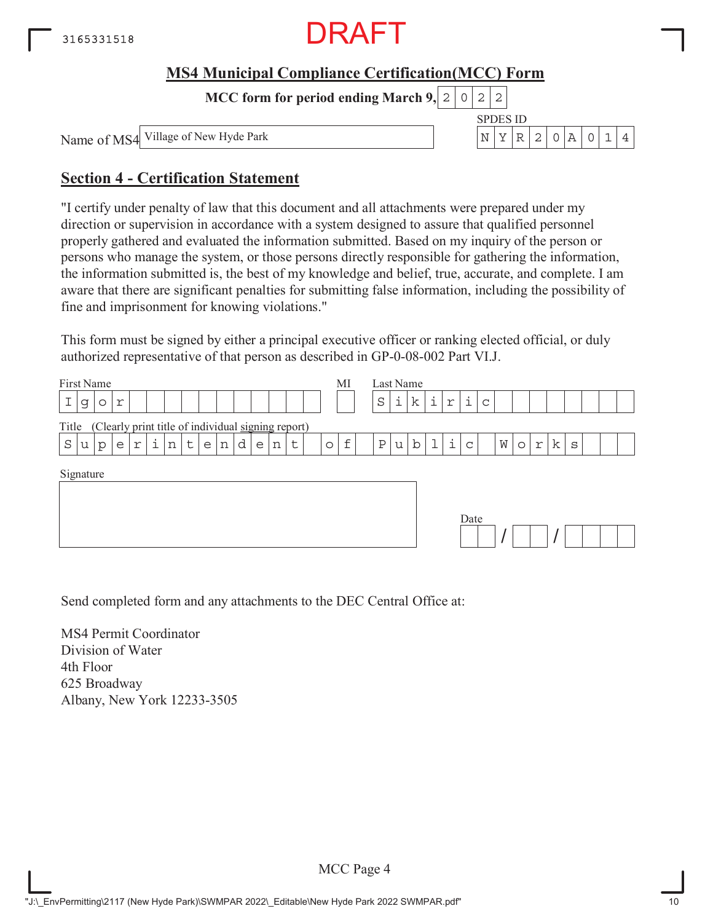3165331518

DRAFT

## MS4 Municipal Compliance Certification(MCC) Form

**MCC form for period ending March 9, 2022**

Name of MS4: Village of New Hyde Park

SPDES ID: NYR20A014

## Section 4 - Certification Statement

"I certify under penalty of law that this document and all attachments were prepared under my direction or supervision in accordance with a system designed to assure that qualified personnel properly gathered and evaluated the information submitted. Based on my inquiry of the person or persons who manage the system, or those persons directly responsible for gathering the information, the information submitted is, the best of my knowledge and belief, true, accurate, and complete. I am aware that there are significant penalties for submitting false information, including the possibility of fine and imprisonment for knowing violations."

This form must be signed by either a principal executive officer or ranking elected official, or duly authorized representative of that person as described in GP-0-08-002 Part VI.J.

| First Name | MI | Last Name |
|---|---|---|
| Igor | | Sikiric |

Title (Clearly print title of individual signing report): Superintendent of Public Works

Signature: 

Date: / /

Send completed form and any attachments to the DEC Central Office at:

MS4 Permit Coordinator
Division of Water
4th Floor
625 Broadway
Albany, New York 12233-3505

MCC Page 4

"J:\_EnvPermitting\2117 (New Hyde Park)\SWMPAR 2022\_Editable\New Hyde Park 2022 SWMPAR.pdf"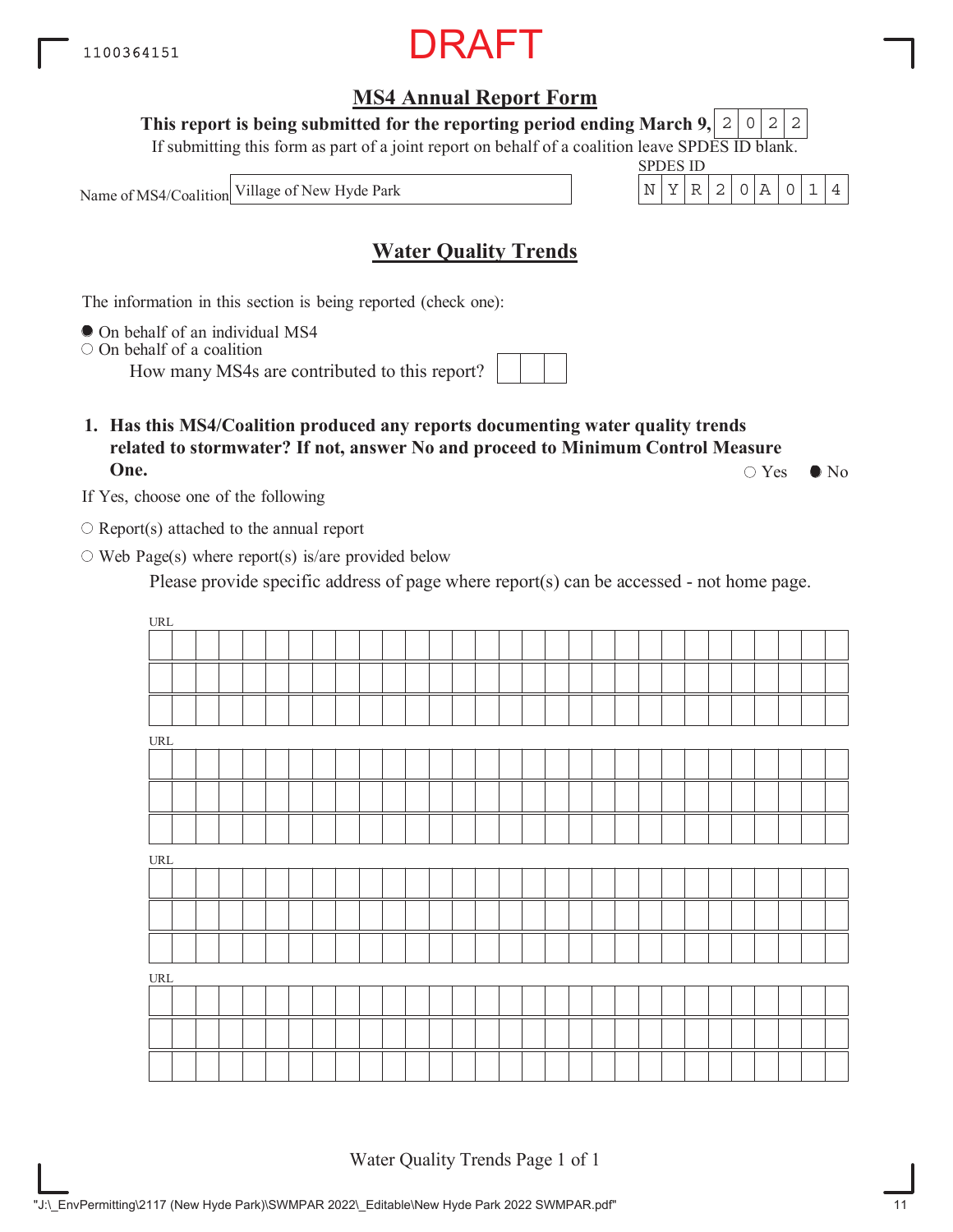1100364151

DRAFT

## MS4 Annual Report Form

**This report is being submitted for the reporting period ending March 9, 2022**

If submitting this form as part of a joint report on behalf of a coalition leave SPDES ID blank.

Name of MS4/Coalition: Village of New Hyde Park

SPDES ID: NYR20A014

## Water Quality Trends

The information in this section is being reported (check one):

- ● On behalf of an individual MS4
- ○ On behalf of a coalition

  How many MS4s are contributed to this report?

**1. Has this MS4/Coalition produced any reports documenting water quality trends related to stormwater? If not, answer No and proceed to Minimum Control Measure One.** ○ Yes ● No

If Yes, choose one of the following

- ○ Report(s) attached to the annual report
- ○ Web Page(s) where report(s) is/are provided below

  Please provide specific address of page where report(s) can be accessed - not home page.

URL

URL

URL

URL

"J:\_EnvPermitting\2117 (New Hyde Park)\SWMPAR 2022\_Editable\New Hyde Park 2022 SWMPAR.pdf"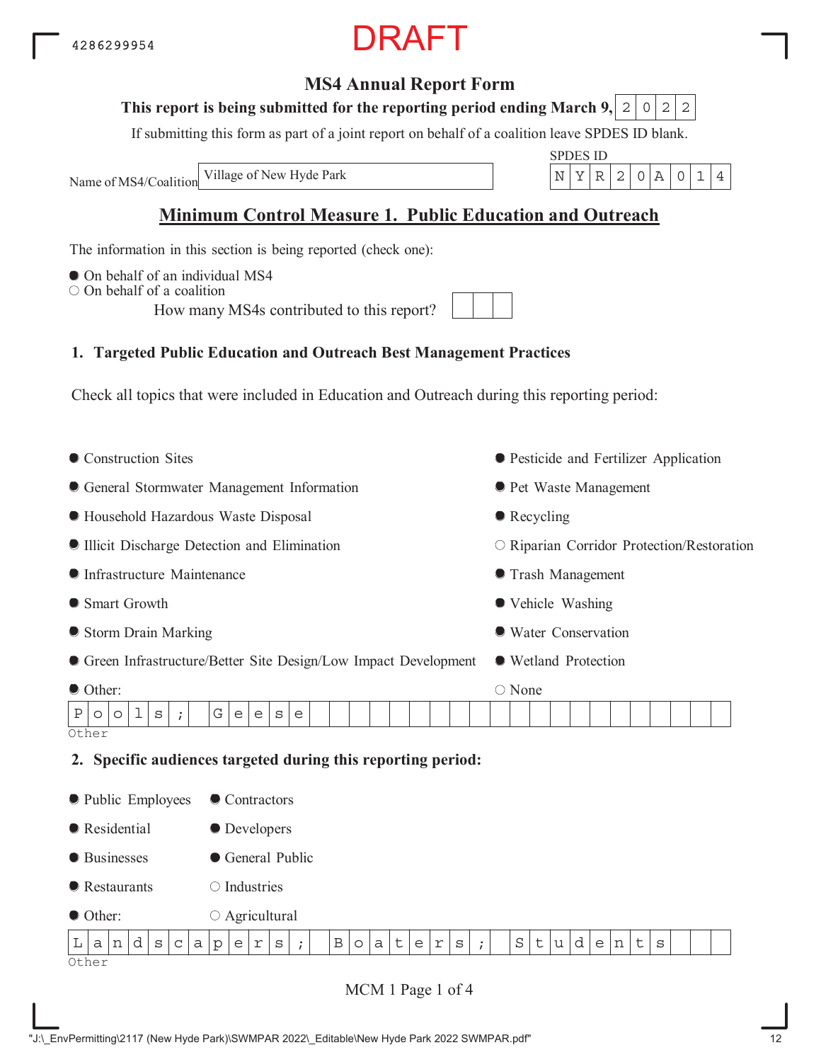4286299954

DRAFT

# MS4 Annual Report Form

**This report is being submitted for the reporting period ending March 9, 2022**

If submitting this form as part of a joint report on behalf of a coalition leave SPDES ID blank.

Name of MS4/Coalition: Village of New Hyde Park

SPDES ID: NYR20A014

## Minimum Control Measure 1. Public Education and Outreach

The information in this section is being reported (check one):

- ● On behalf of an individual MS4
- ○ On behalf of a coalition

How many MS4s contributed to this report?

### 1. Targeted Public Education and Outreach Best Management Practices

Check all topics that were included in Education and Outreach during this reporting period:

- ● Construction Sites
- ● General Stormwater Management Information
- ● Household Hazardous Waste Disposal
- ● Illicit Discharge Detection and Elimination
- ● Infrastructure Maintenance
- ● Smart Growth
- ● Storm Drain Marking
- ● Green Infrastructure/Better Site Design/Low Impact Development
- ● Other:
- ● Pesticide and Fertilizer Application
- ● Pet Waste Management
- ● Recycling
- ○ Riparian Corridor Protection/Restoration
- ● Trash Management
- ● Vehicle Washing
- ● Water Conservation
- ● Wetland Protection
- ○ None

Other: Pools; Geese

### 2. Specific audiences targeted during this reporting period:

- ● Public Employees
- ● Residential
- ● Businesses
- ● Restaurants
- ● Other:
- ● Contractors
- ● Developers
- ● General Public
- ○ Industries
- ○ Agricultural

Other: Landscapers; Boaters; Students

MCM 1 Page 1 of 4

"J:\_EnvPermitting\2117 (New Hyde Park)\SWMPAR 2022\_Editable\New Hyde Park 2022 SWMPAR.pdf"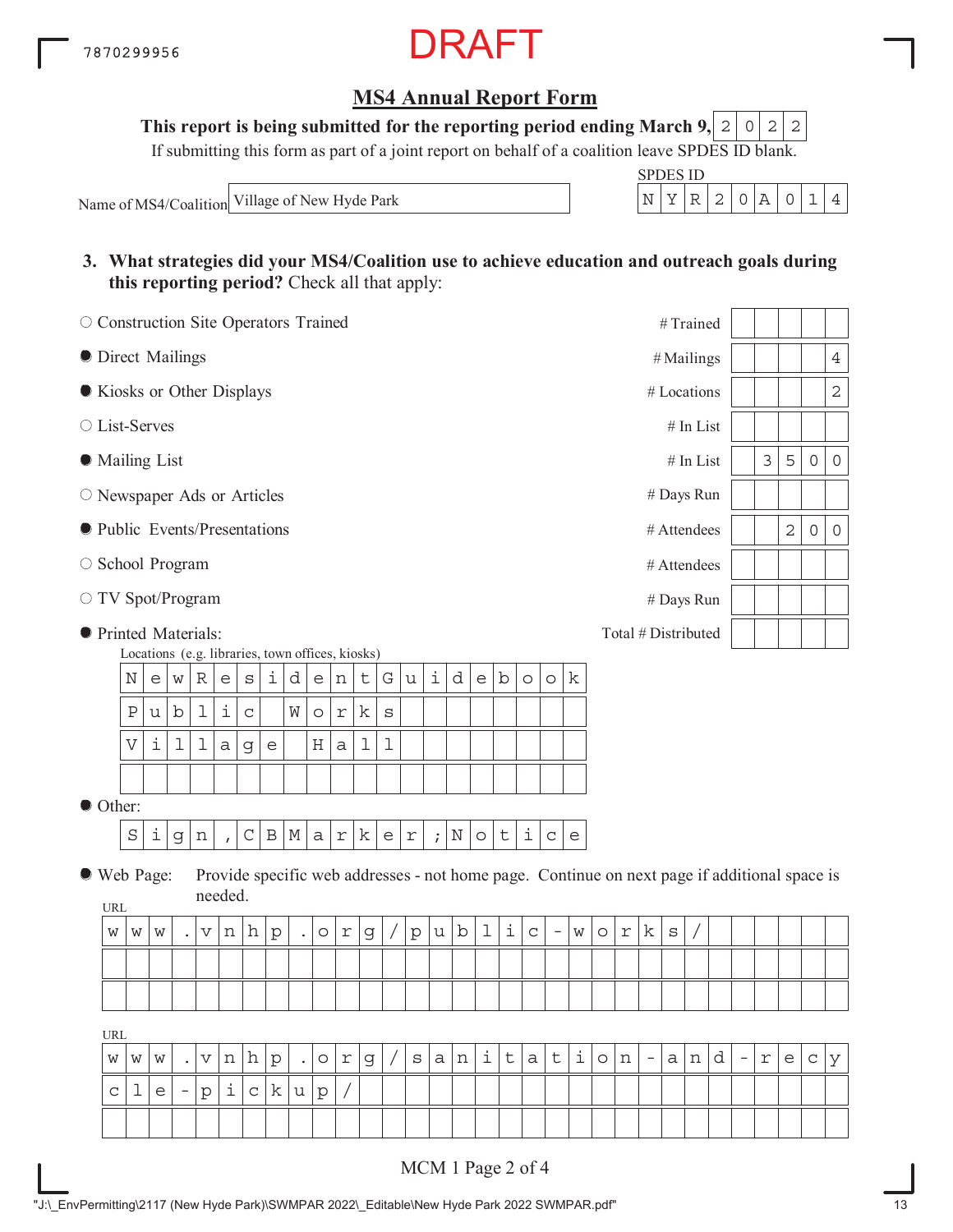7870299956

DRAFT

## MS4 Annual Report Form

**This report is being submitted for the reporting period ending March 9,** 2022

If submitting this form as part of a joint report on behalf of a coalition leave SPDES ID blank.

Name of MS4/Coalition: Village of New Hyde Park

SPDES ID: NYR20A014

**3. What strategies did your MS4/Coalition use to achieve education and outreach goals during this reporting period?** Check all that apply:

| Strategy | Selected | Measure | Value |
|---|---|---|---|
| Construction Site Operators Trained | ○ | # Trained | |
| Direct Mailings | ● | # Mailings | 4 |
| Kiosks or Other Displays | ● | # Locations | 2 |
| List-Serves | ○ | # In List | |
| Mailing List | ● | # In List | 3500 |
| Newspaper Ads or Articles | ○ | # Days Run | |
| Public Events/Presentations | ● | # Attendees | 200 |
| School Program | ○ | # Attendees | |
| TV Spot/Program | ○ | # Days Run | |
| Printed Materials: | ● | Total # Distributed | |

Locations (e.g. libraries, town offices, kiosks)

- NewResidentGuidebook
- Public Works
- Village Hall

● Other:

Sign,CBMarker;Notice

● Web Page: Provide specific web addresses - not home page. Continue on next page if additional space is needed.

URL

www.vnhp.org/public-works/

URL

www.vnhp.org/sanitation-and-recycle-pickup/

MCM 1 Page 2 of 4

"J:\_EnvPermitting\2117 (New Hyde Park)\SWMPAR 2022\_Editable\New Hyde Park 2022 SWMPAR.pdf"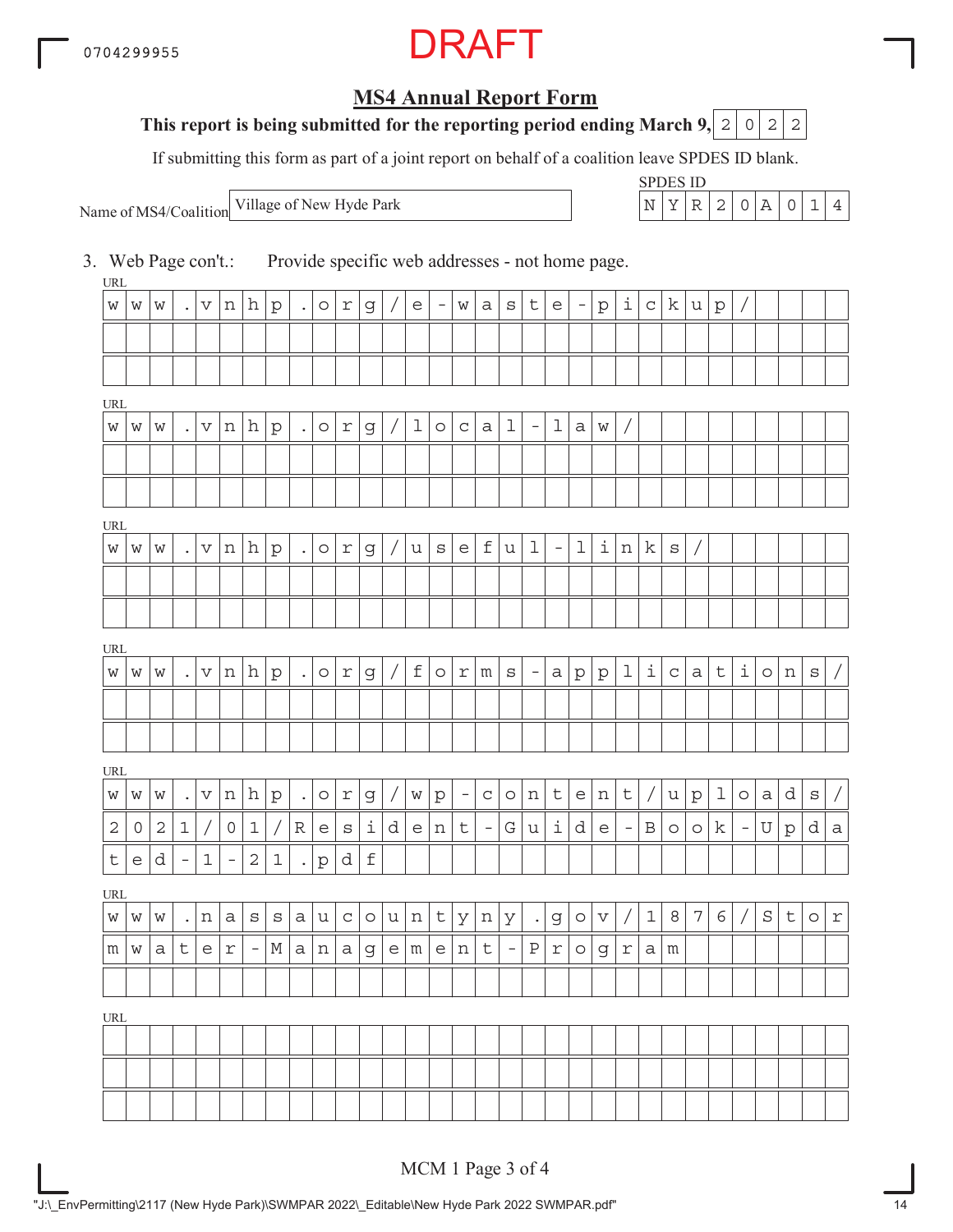0704299955

DRAFT

## MS4 Annual Report Form

**This report is being submitted for the reporting period ending March 9,** 2022

If submitting this form as part of a joint report on behalf of a coalition leave SPDES ID blank.

Name of MS4/Coalition: Village of New Hyde Park

SPDES ID: NYR20A014

3. Web Page con't.: Provide specific web addresses - not home page.

URL
www.vnhp.org/e-waste-pickup/

URL
www.vnhp.org/local-law/

URL
www.vnhp.org/useful-links/

URL
www.vnhp.org/forms-applications/

URL
www.vnhp.org/wp-content/uploads/2021/01/Resident-Guide-Book-Updated-1-21.pdf

URL
www.nassaucountyny.gov/1876/Stormwater-Management-Program

URL

MCM 1 Page 3 of 4

"J:\_EnvPermitting\2117 (New Hyde Park)\SWMPAR 2022\_Editable\New Hyde Park 2022 SWMPAR.pdf"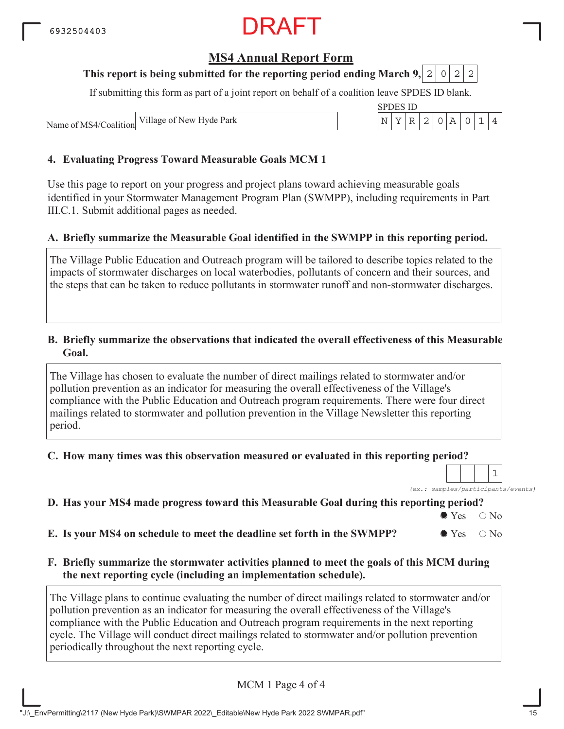DRAFT

## MS4 Annual Report Form

**This report is being submitted for the reporting period ending March 9, 2022**

If submitting this form as part of a joint report on behalf of a coalition leave SPDES ID blank.

Name of MS4/Coalition: Village of New Hyde Park

SPDES ID: NYR20A014

### 4. Evaluating Progress Toward Measurable Goals MCM 1

Use this page to report on your progress and project plans toward achieving measurable goals identified in your Stormwater Management Program Plan (SWMPP), including requirements in Part III.C.1. Submit additional pages as needed.

**A. Briefly summarize the Measurable Goal identified in the SWMPP in this reporting period.**

The Village Public Education and Outreach program will be tailored to describe topics related to the impacts of stormwater discharges on local waterbodies, pollutants of concern and their sources, and the steps that can be taken to reduce pollutants in stormwater runoff and non-stormwater discharges.

**B. Briefly summarize the observations that indicated the overall effectiveness of this Measurable Goal.**

The Village has chosen to evaluate the number of direct mailings related to stormwater and/or pollution prevention as an indicator for measuring the overall effectiveness of the Village's compliance with the Public Education and Outreach program requirements. There were four direct mailings related to stormwater and pollution prevention in the Village Newsletter this reporting period.

**C. How many times was this observation measured or evaluated in this reporting period?** 1

*(ex.: samples/participants/events)*

**D. Has your MS4 made progress toward this Measurable Goal during this reporting period?** ● Yes ○ No

**E. Is your MS4 on schedule to meet the deadline set forth in the SWMPP?** ● Yes ○ No

**F. Briefly summarize the stormwater activities planned to meet the goals of this MCM during the next reporting cycle (including an implementation schedule).**

The Village plans to continue evaluating the number of direct mailings related to stormwater and/or pollution prevention as an indicator for measuring the overall effectiveness of the Village's compliance with the Public Education and Outreach program requirements in the next reporting cycle. The Village will conduct direct mailings related to stormwater and/or pollution prevention periodically throughout the next reporting cycle.

MCM 1 Page 4 of 4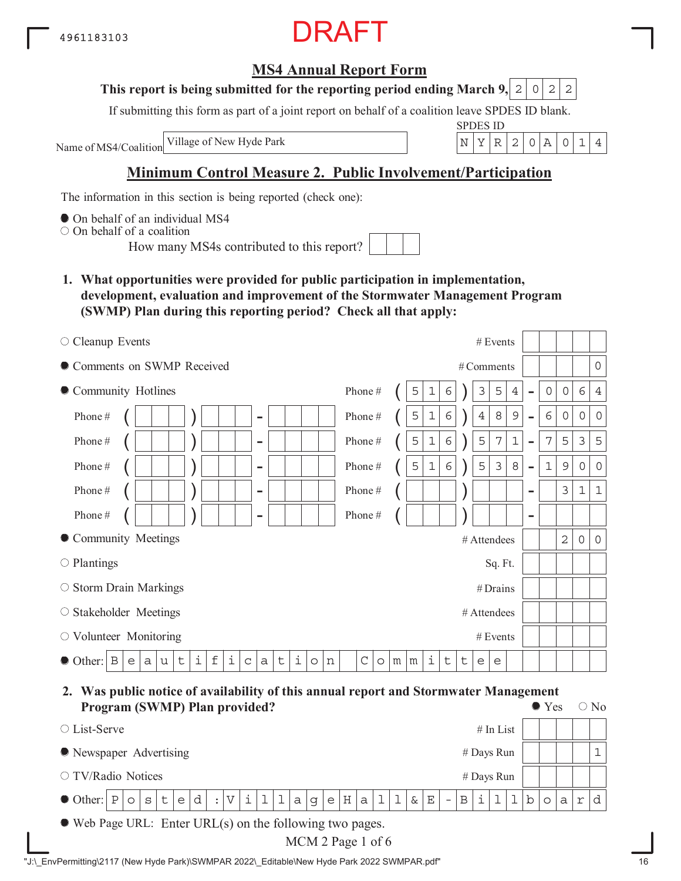4961183103

DRAFT

# MS4 Annual Report Form

**This report is being submitted for the reporting period ending March 9, 2022**

If submitting this form as part of a joint report on behalf of a coalition leave SPDES ID blank.

Name of MS4/Coalition: Village of New Hyde Park

SPDES ID: NYR20A014

## Minimum Control Measure 2. Public Involvement/Participation

The information in this section is being reported (check one):

- ● On behalf of an individual MS4
- ○ On behalf of a coalition
  - How many MS4s contributed to this report?

**1. What opportunities were provided for public participation in implementation, development, evaluation and improvement of the Stormwater Management Program (SWMP) Plan during this reporting period? Check all that apply:**

| Opportunity | Measure | Value |
|---|---|---|
| ○ Cleanup Events | # Events | |
| ● Comments on SWMP Received | # Comments | 0 |
| ● Community Hotlines | Phone # | (516) 354-0064 |
| | Phone # | (516) 489-6000 |
| | Phone # | (516) 571-7535 |
| | Phone # | (516) 538-1900 |
| | Phone # | ( ) - 311 |
| | Phone # | |
| ● Community Meetings | # Attendees | 200 |
| ○ Plantings | Sq. Ft. | |
| ○ Storm Drain Markings | # Drains | |
| ○ Stakeholder Meetings | # Attendees | |
| ○ Volunteer Monitoring | # Events | |
| ● Other: Beautification Committee | | |

**2. Was public notice of availability of this annual report and Stormwater Management Program (SWMP) Plan provided?** ● Yes ○ No

| Method | Measure | Value |
|---|---|---|
| ○ List-Serve | # In List | |
| ● Newspaper Advertising | # Days Run | 1 |
| ○ TV/Radio Notices | # Days Run | |
| ● Other: Posted :VillageHall&E-Billboard | | |

● Web Page URL: Enter URL(s) on the following two pages.

"J:\_EnvPermitting\2117 (New Hyde Park)\SWMPAR 2022\_Editable\New Hyde Park 2022 SWMPAR.pdf"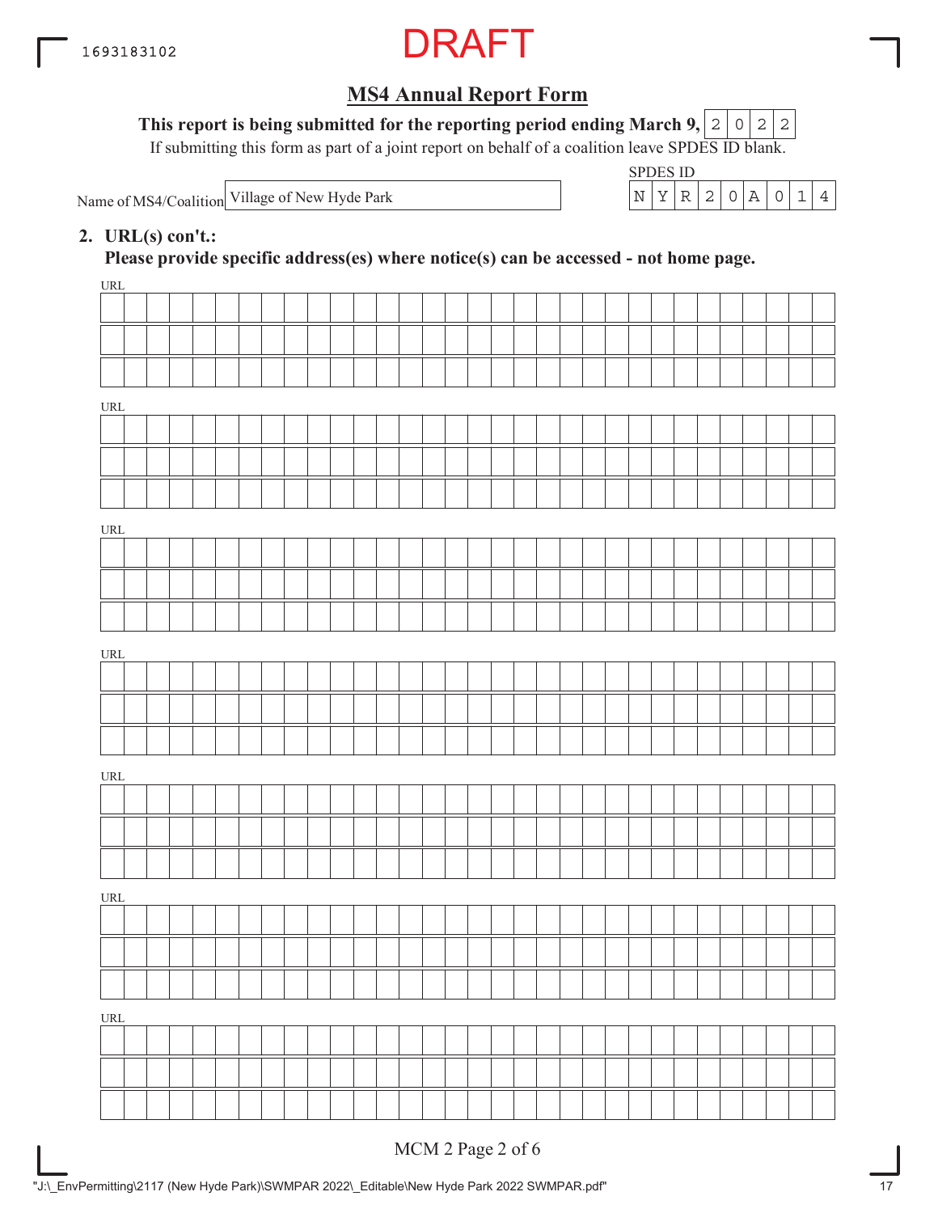DRAFT

## MS4 Annual Report Form

**This report is being submitted for the reporting period ending March 9,** 2022

If submitting this form as part of a joint report on behalf of a coalition leave SPDES ID blank.

Name of MS4/Coalition: Village of New Hyde Park

SPDES ID: NYR20A014

**2. URL(s) con't.:**

**Please provide specific address(es) where notice(s) can be accessed - not home page.**

URL

URL

URL

URL

URL

URL

URL

MCM 2 Page 2 of 6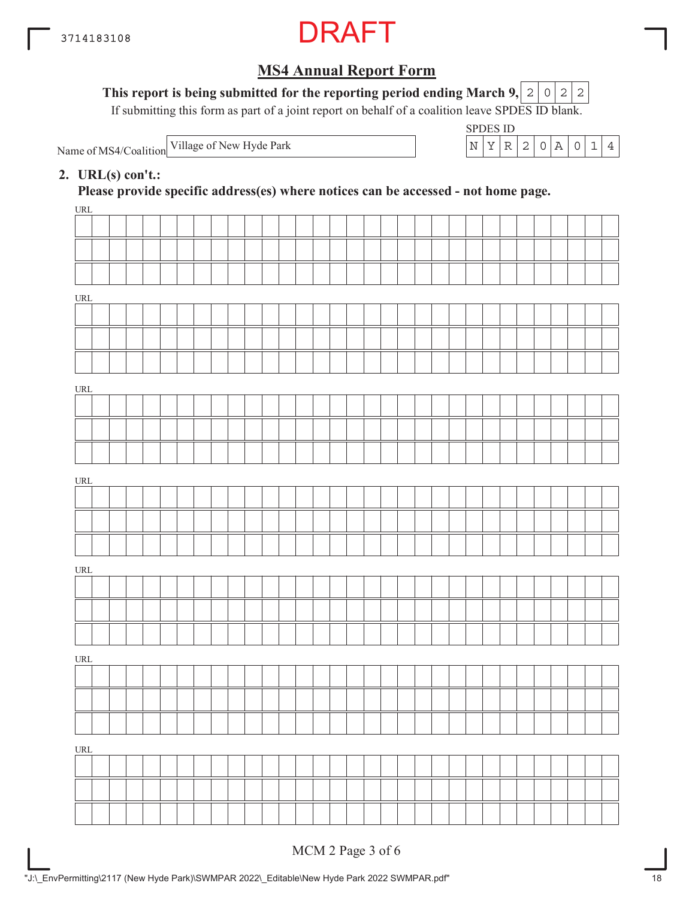DRAFT

## MS4 Annual Report Form

**This report is being submitted for the reporting period ending March 9,** 2022

If submitting this form as part of a joint report on behalf of a coalition leave SPDES ID blank.

Name of MS4/Coalition: Village of New Hyde Park

SPDES ID: NYR20A014

**2. URL(s) con't.:**

**Please provide specific address(es) where notices can be accessed - not home page.**

URL

URL

URL

URL

URL

URL

URL

MCM 2 Page 3 of 6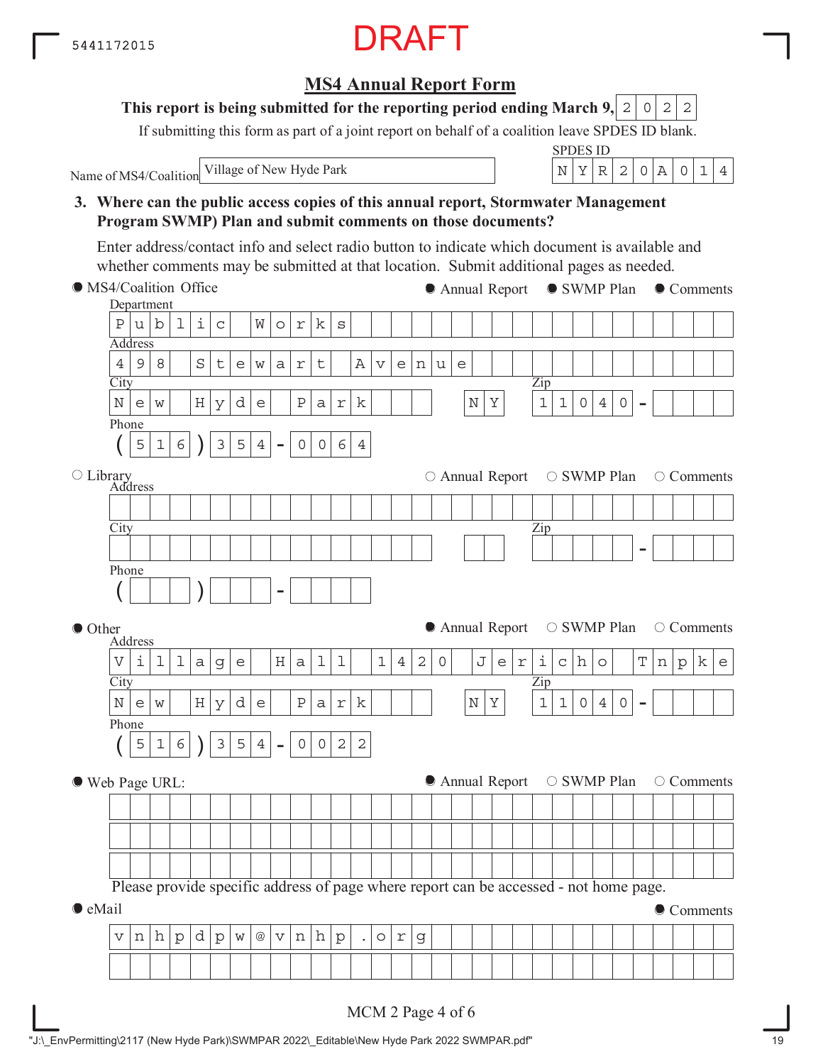5441172015

DRAFT

## MS4 Annual Report Form

**This report is being submitted for the reporting period ending March 9, 2022**

If submitting this form as part of a joint report on behalf of a coalition leave SPDES ID blank.

Name of MS4/Coalition: Village of New Hyde Park

SPDES ID: NYR20A014

**3. Where can the public access copies of this annual report, Stormwater Management Program SWMP) Plan and submit comments on those documents?**

Enter address/contact info and select radio button to indicate which document is available and whether comments may be submitted at that location. Submit additional pages as needed.

● MS4/Coalition Office — ● Annual Report ● SWMP Plan ● Comments

Department: Public Works

Address: 498 Stewart Avenue

City: New Hyde Park NY Zip: 11040-

Phone: (516) 354-0064

○ Library — ○ Annual Report ○ SWMP Plan ○ Comments

Address:

City: Zip: -

Phone: ( ) -

● Other — ● Annual Report ○ SWMP Plan ○ Comments

Address: Village Hall 1420 Jericho Tnpke

City: New Hyde Park NY Zip: 11040-

Phone: (516) 354-0022

● Web Page URL: — ● Annual Report ○ SWMP Plan ○ Comments

Please provide specific address of page where report can be accessed - not home page.

● eMail — ● Comments

vnhpdpw@vnhp.org

MCM 2 Page 4 of 6

"J:\_EnvPermitting\2117 (New Hyde Park)\SWMPAR 2022\_Editable\New Hyde Park 2022 SWMPAR.pdf"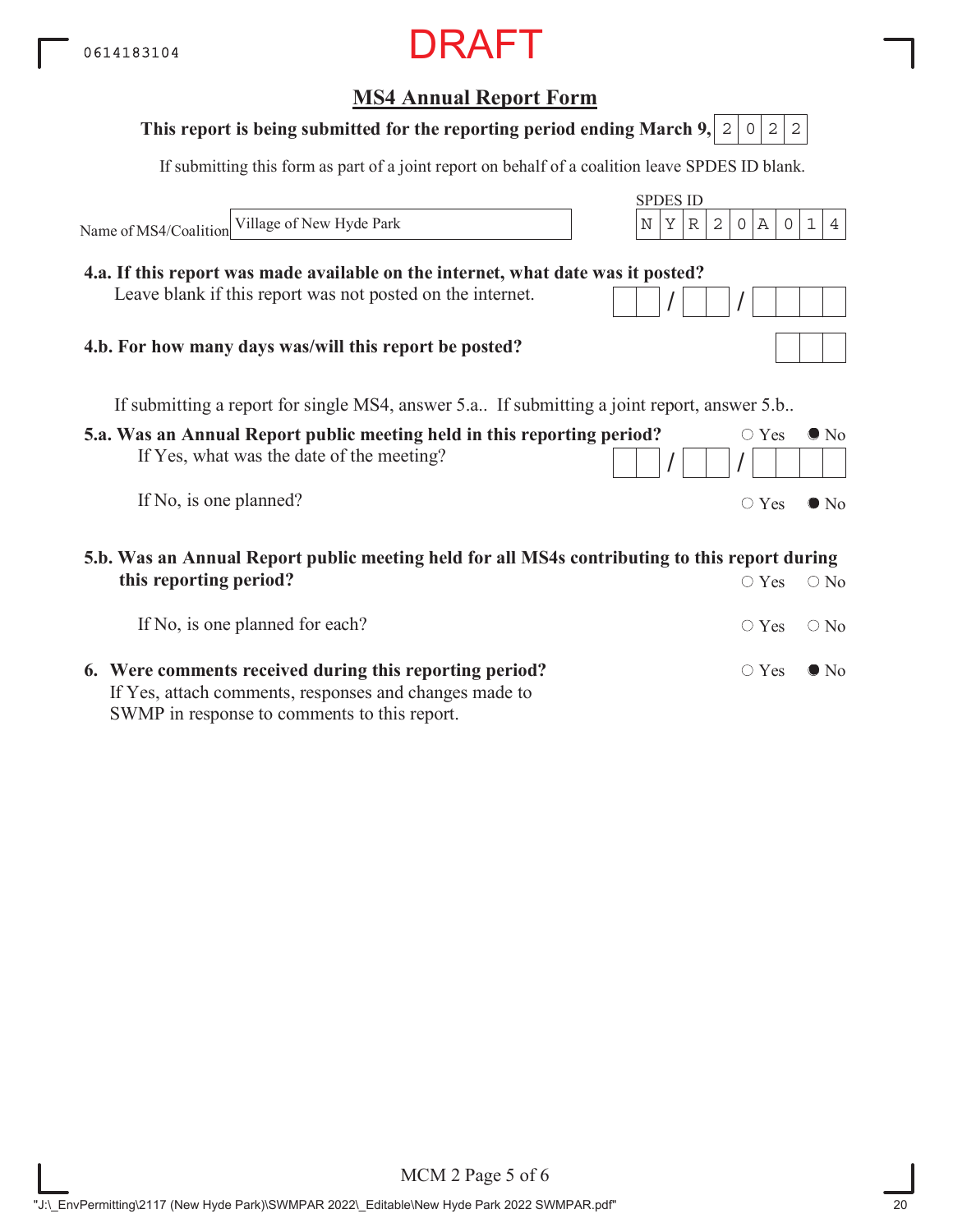0614183104

DRAFT

## MS4 Annual Report Form

**This report is being submitted for the reporting period ending March 9, 2022**

If submitting this form as part of a joint report on behalf of a coalition leave SPDES ID blank.

Name of MS4/Coalition: Village of New Hyde Park

SPDES ID: NYR20A014

**4.a. If this report was made available on the internet, what date was it posted?**
Leave blank if this report was not posted on the internet. __ / __ / ____

**4.b. For how many days was/will this report be posted?** ___

If submitting a report for single MS4, answer 5.a.. If submitting a joint report, answer 5.b..

**5.a. Was an Annual Report public meeting held in this reporting period?** ○ Yes ● No
If Yes, what was the date of the meeting? __ / __ / ____

If No, is one planned? ○ Yes ● No

**5.b. Was an Annual Report public meeting held for all MS4s contributing to this report during this reporting period?** ○ Yes ○ No

If No, is one planned for each? ○ Yes ○ No

**6. Were comments received during this reporting period?** ○ Yes ● No
If Yes, attach comments, responses and changes made to SWMP in response to comments to this report.

MCM 2 Page 5 of 6

"J:\_EnvPermitting\2117 (New Hyde Park)\SWMPAR 2022\_Editable\New Hyde Park 2022 SWMPAR.pdf"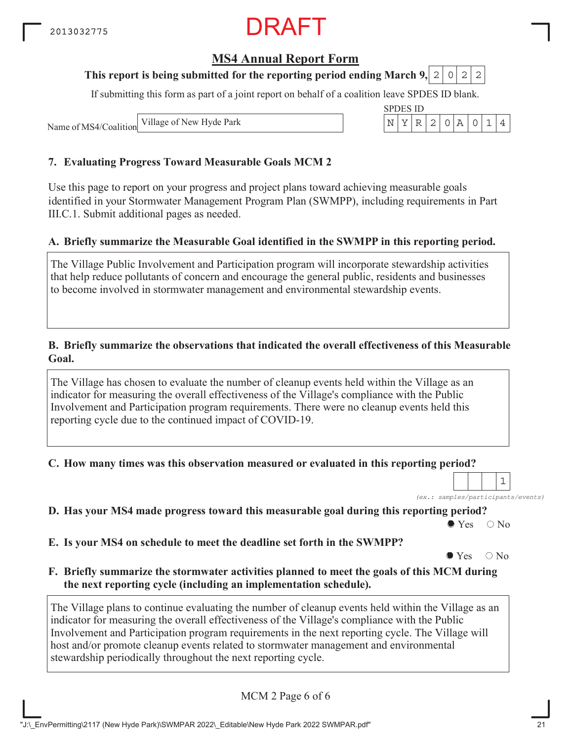2013032775

DRAFT

## MS4 Annual Report Form

**This report is being submitted for the reporting period ending March 9, 2022**

If submitting this form as part of a joint report on behalf of a coalition leave SPDES ID blank.

Name of MS4/Coalition: Village of New Hyde Park

SPDES ID: NYR20A014

### 7. Evaluating Progress Toward Measurable Goals MCM 2

Use this page to report on your progress and project plans toward achieving measurable goals identified in your Stormwater Management Program Plan (SWMPP), including requirements in Part III.C.1. Submit additional pages as needed.

**A. Briefly summarize the Measurable Goal identified in the SWMPP in this reporting period.**

The Village Public Involvement and Participation program will incorporate stewardship activities that help reduce pollutants of concern and encourage the general public, residents and businesses to become involved in stormwater management and environmental stewardship events.

**B. Briefly summarize the observations that indicated the overall effectiveness of this Measurable Goal.**

The Village has chosen to evaluate the number of cleanup events held within the Village as an indicator for measuring the overall effectiveness of the Village's compliance with the Public Involvement and Participation program requirements. There were no cleanup events held this reporting cycle due to the continued impact of COVID-19.

**C. How many times was this observation measured or evaluated in this reporting period?**

1

*(ex.: samples/participants/events)*

**D. Has your MS4 made progress toward this measurable goal during this reporting period?**

● Yes ○ No

**E. Is your MS4 on schedule to meet the deadline set forth in the SWMPP?**

● Yes ○ No

**F. Briefly summarize the stormwater activities planned to meet the goals of this MCM during the next reporting cycle (including an implementation schedule).**

The Village plans to continue evaluating the number of cleanup events held within the Village as an indicator for measuring the overall effectiveness of the Village's compliance with the Public Involvement and Participation program requirements in the next reporting cycle. The Village will host and/or promote cleanup events related to stormwater management and environmental stewardship periodically throughout the next reporting cycle.

MCM 2 Page 6 of 6

"J:\_EnvPermitting\2117 (New Hyde Park)\SWMPAR 2022\_Editable\New Hyde Park 2022 SWMPAR.pdf"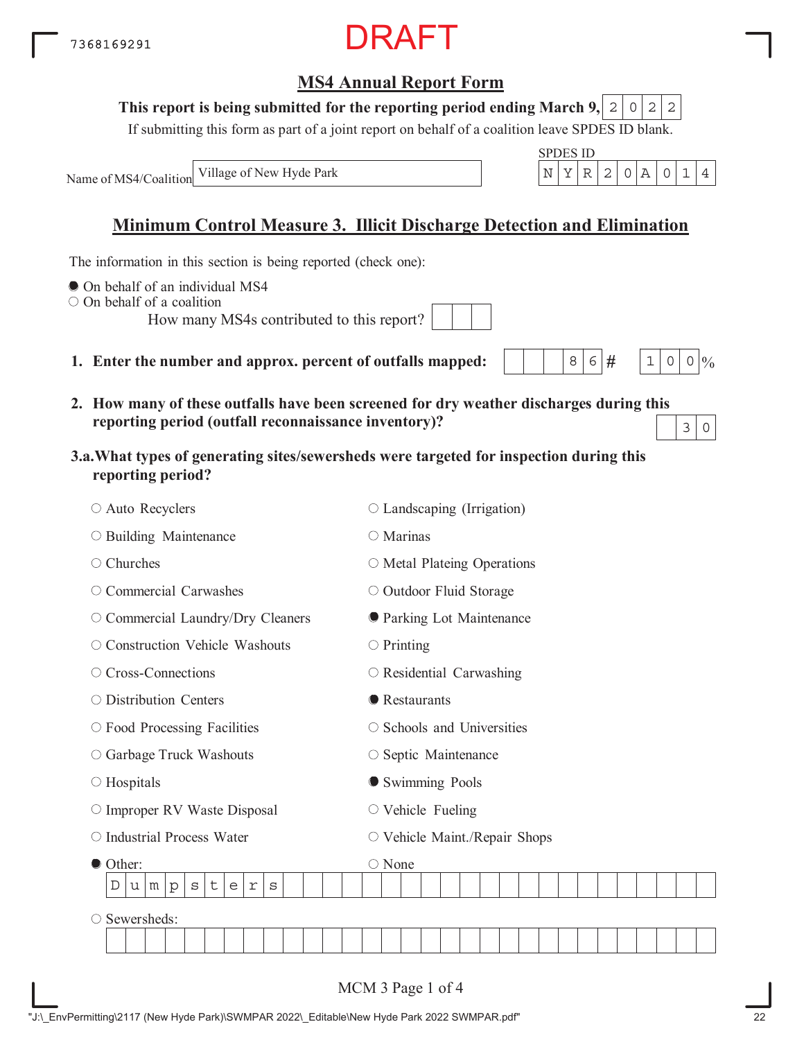7368169291

DRAFT

## MS4 Annual Report Form

**This report is being submitted for the reporting period ending March 9,** 2022

If submitting this form as part of a joint report on behalf of a coalition leave SPDES ID blank.

Name of MS4/Coalition: Village of New Hyde Park

SPDES ID: NYR20A014

## Minimum Control Measure 3. Illicit Discharge Detection and Elimination

The information in this section is being reported (check one):

- ● On behalf of an individual MS4
- ○ On behalf of a coalition

  How many MS4s contributed to this report? ___

**1. Enter the number and approx. percent of outfalls mapped:** 86 # 100 %

**2. How many of these outfalls have been screened for dry weather discharges during this reporting period (outfall reconnaissance inventory)?** 30

**3.a. What types of generating sites/sewersheds were targeted for inspection during this reporting period?**

- ○ Auto Recyclers
- ○ Building Maintenance
- ○ Churches
- ○ Commercial Carwashes
- ○ Commercial Laundry/Dry Cleaners
- ○ Construction Vehicle Washouts
- ○ Cross-Connections
- ○ Distribution Centers
- ○ Food Processing Facilities
- ○ Garbage Truck Washouts
- ○ Hospitals
- ○ Improper RV Waste Disposal
- ○ Industrial Process Water
- ● Other: Dumpsters
- ○ Landscaping (Irrigation)
- ○ Marinas
- ○ Metal Plateing Operations
- ○ Outdoor Fluid Storage
- ● Parking Lot Maintenance
- ○ Printing
- ○ Residential Carwashing
- ● Restaurants
- ○ Schools and Universities
- ○ Septic Maintenance
- ● Swimming Pools
- ○ Vehicle Fueling
- ○ Vehicle Maint./Repair Shops
- ○ None
- ○ Sewersheds: ___

MCM 3 Page 1 of 4

"J:\_EnvPermitting\2117 (New Hyde Park)\SWMPAR 2022\_Editable\New Hyde Park 2022 SWMPAR.pdf"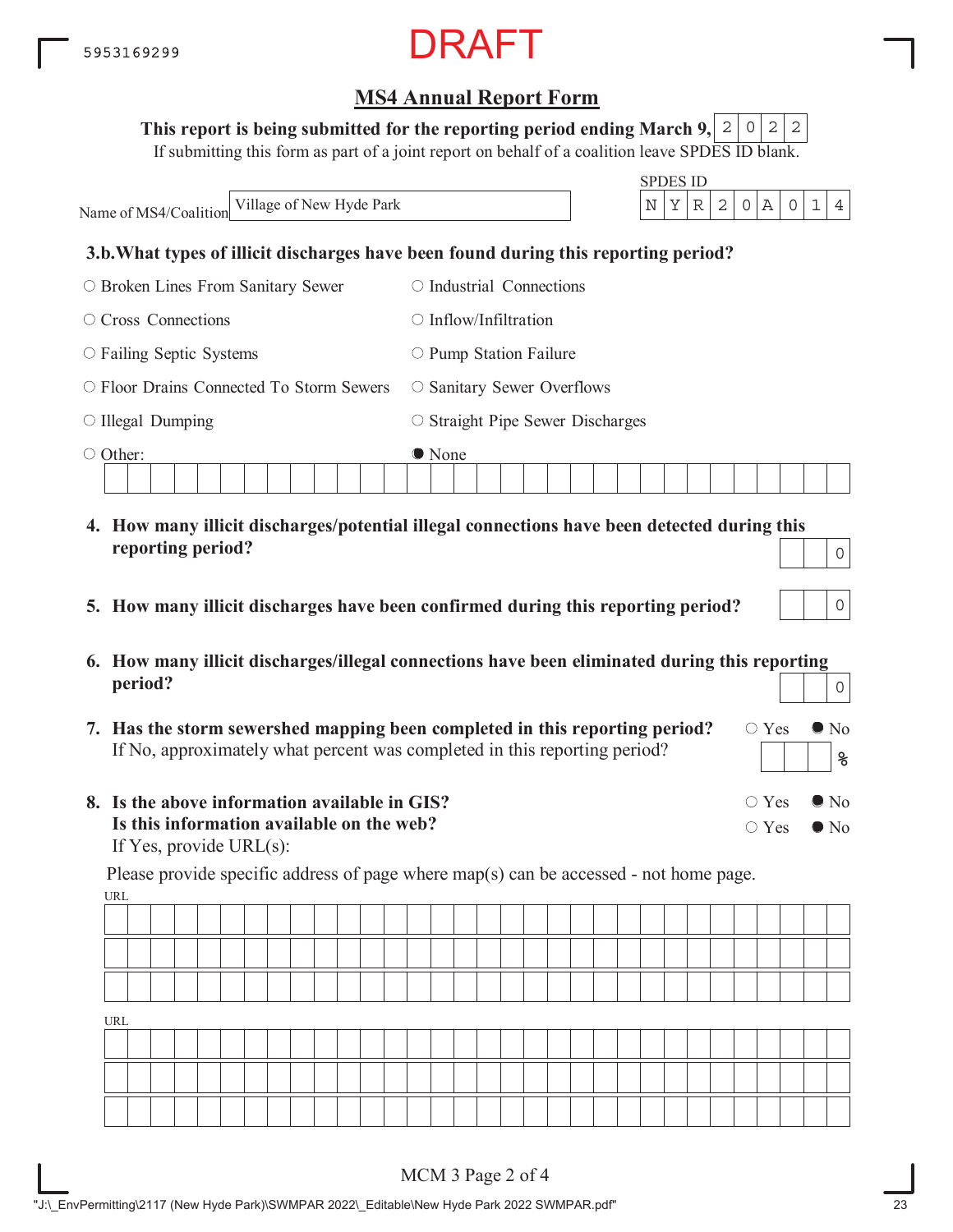5953169299

DRAFT

## MS4 Annual Report Form

**This report is being submitted for the reporting period ending March 9,** 2022

If submitting this form as part of a joint report on behalf of a coalition leave SPDES ID blank.

Name of MS4/Coalition: Village of New Hyde Park

SPDES ID: NYR20A014

**3.b. What types of illicit discharges have been found during this reporting period?**

- ○ Broken Lines From Sanitary Sewer
- ○ Industrial Connections
- ○ Cross Connections
- ○ Inflow/Infiltration
- ○ Failing Septic Systems
- ○ Pump Station Failure
- ○ Floor Drains Connected To Storm Sewers
- ○ Sanitary Sewer Overflows
- ○ Illegal Dumping
- ○ Straight Pipe Sewer Discharges
- ○ Other:
- ● None

**4. How many illicit discharges/potential illegal connections have been detected during this reporting period?** 0

**5. How many illicit discharges have been confirmed during this reporting period?** 0

**6. How many illicit discharges/illegal connections have been eliminated during this reporting period?** 0

**7. Has the storm sewershed mapping been completed in this reporting period?** ○ Yes ● No

If No, approximately what percent was completed in this reporting period? ___ %

**8. Is the above information available in GIS?** ○ Yes ● No

**Is this information available on the web?** ○ Yes ● No

If Yes, provide URL(s):

Please provide specific address of page where map(s) can be accessed - not home page.

URL:

URL:

MCM 3 Page 2 of 4

"J:\_EnvPermitting\2117 (New Hyde Park)\SWMPAR 2022\_Editable\New Hyde Park 2022 SWMPAR.pdf"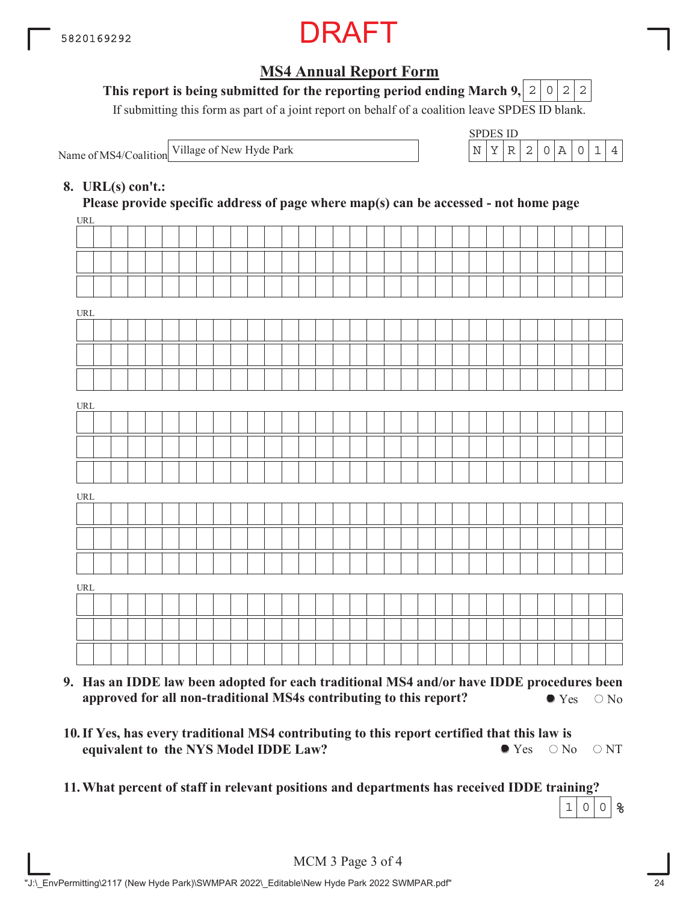DRAFT

5820169292

## MS4 Annual Report Form

**This report is being submitted for the reporting period ending March 9, 2022**

If submitting this form as part of a joint report on behalf of a coalition leave SPDES ID blank.

Name of MS4/Coalition: Village of New Hyde Park

SPDES ID: NYR20A014

**8. URL(s) con't.:**
**Please provide specific address of page where map(s) can be accessed - not home page**

URL:

URL:

URL:

URL:

URL:

**9. Has an IDDE law been adopted for each traditional MS4 and/or have IDDE procedures been approved for all non-traditional MS4s contributing to this report?**

● Yes ○ No

**10. If Yes, has every traditional MS4 contributing to this report certified that this law is equivalent to the NYS Model IDDE Law?**

● Yes ○ No ○ NT

**11. What percent of staff in relevant positions and departments has received IDDE training?**

100 %

MCM 3 Page 3 of 4

"J:\_EnvPermitting\2117 (New Hyde Park)\SWMPAR 2022\_Editable\New Hyde Park 2022 SWMPAR.pdf"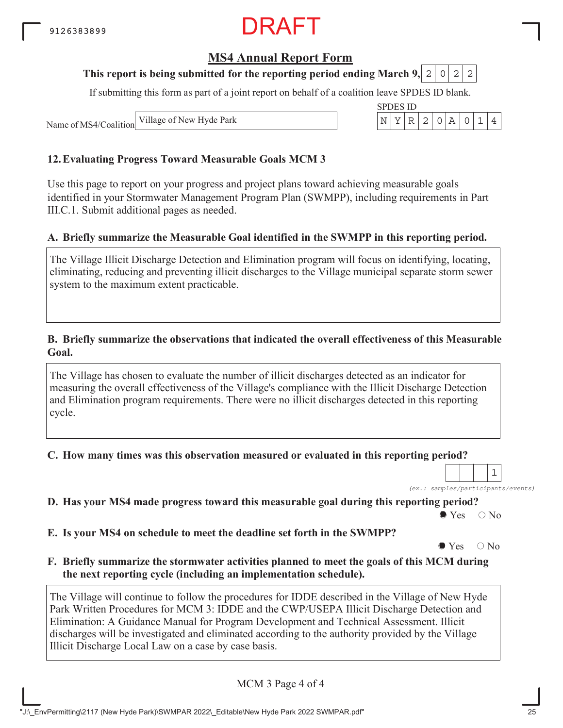DRAFT

## MS4 Annual Report Form

**This report is being submitted for the reporting period ending March 9, 2022**

If submitting this form as part of a joint report on behalf of a coalition leave SPDES ID blank.

Name of MS4/Coalition: Village of New Hyde Park

SPDES ID: NYR20A014

### 12. Evaluating Progress Toward Measurable Goals MCM 3

Use this page to report on your progress and project plans toward achieving measurable goals identified in your Stormwater Management Program Plan (SWMPP), including requirements in Part III.C.1. Submit additional pages as needed.

**A. Briefly summarize the Measurable Goal identified in the SWMPP in this reporting period.**

The Village Illicit Discharge Detection and Elimination program will focus on identifying, locating, eliminating, reducing and preventing illicit discharges to the Village municipal separate storm sewer system to the maximum extent practicable.

**B. Briefly summarize the observations that indicated the overall effectiveness of this Measurable Goal.**

The Village has chosen to evaluate the number of illicit discharges detected as an indicator for measuring the overall effectiveness of the Village's compliance with the Illicit Discharge Detection and Elimination program requirements. There were no illicit discharges detected in this reporting cycle.

**C. How many times was this observation measured or evaluated in this reporting period?**

1

*(ex.: samples/participants/events)*

**D. Has your MS4 made progress toward this measurable goal during this reporting period?**

● Yes ○ No

**E. Is your MS4 on schedule to meet the deadline set forth in the SWMPP?**

● Yes ○ No

**F. Briefly summarize the stormwater activities planned to meet the goals of this MCM during the next reporting cycle (including an implementation schedule).**

The Village will continue to follow the procedures for IDDE described in the Village of New Hyde Park Written Procedures for MCM 3: IDDE and the CWP/USEPA Illicit Discharge Detection and Elimination: A Guidance Manual for Program Development and Technical Assessment. Illicit discharges will be investigated and eliminated according to the authority provided by the Village Illicit Discharge Local Law on a case by case basis.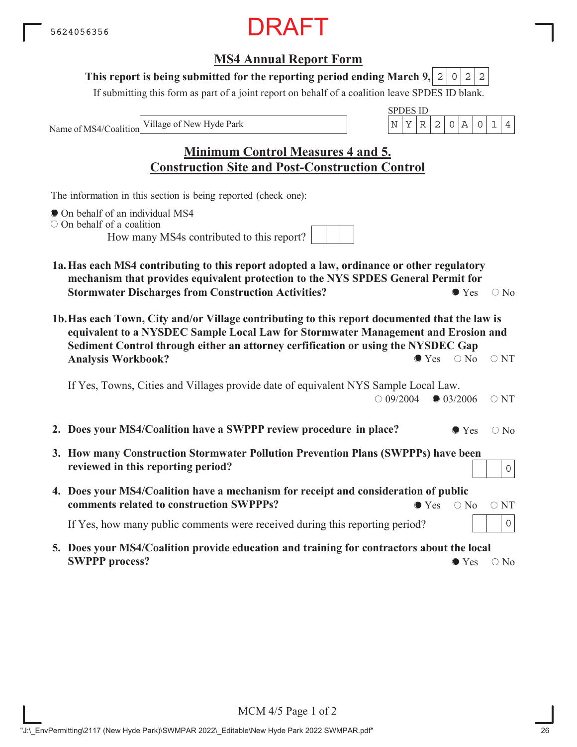DRAFT

## MS4 Annual Report Form

**This report is being submitted for the reporting period ending March 9, 2022**

If submitting this form as part of a joint report on behalf of a coalition leave SPDES ID blank.

Name of MS4/Coalition: Village of New Hyde Park

SPDES ID: NYR20A014

## Minimum Control Measures 4 and 5. Construction Site and Post-Construction Control

The information in this section is being reported (check one):

- ● On behalf of an individual MS4
- ○ On behalf of a coalition

How many MS4s contributed to this report?

**1a. Has each MS4 contributing to this report adopted a law, ordinance or other regulatory mechanism that provides equivalent protection to the NYS SPDES General Permit for Stormwater Discharges from Construction Activities?** ● Yes ○ No

**1b. Has each Town, City and/or Village contributing to this report documented that the law is equivalent to a NYSDEC Sample Local Law for Stormwater Management and Erosion and Sediment Control through either an attorney cerfification or using the NYSDEC Gap Analysis Workbook?** ● Yes ○ No ○ NT

If Yes, Towns, Cities and Villages provide date of equivalent NYS Sample Local Law. ○ 09/2004 ● 03/2006 ○ NT

**2. Does your MS4/Coalition have a SWPPP review procedure in place?** ● Yes ○ No

**3. How many Construction Stormwater Pollution Prevention Plans (SWPPPs) have been reviewed in this reporting period?** 0

**4. Does your MS4/Coalition have a mechanism for receipt and consideration of public comments related to construction SWPPPs?** ● Yes ○ No ○ NT

If Yes, how many public comments were received during this reporting period? 0

**5. Does your MS4/Coalition provide education and training for contractors about the local SWPPP process?** ● Yes ○ No

MCM 4/5 Page 1 of 2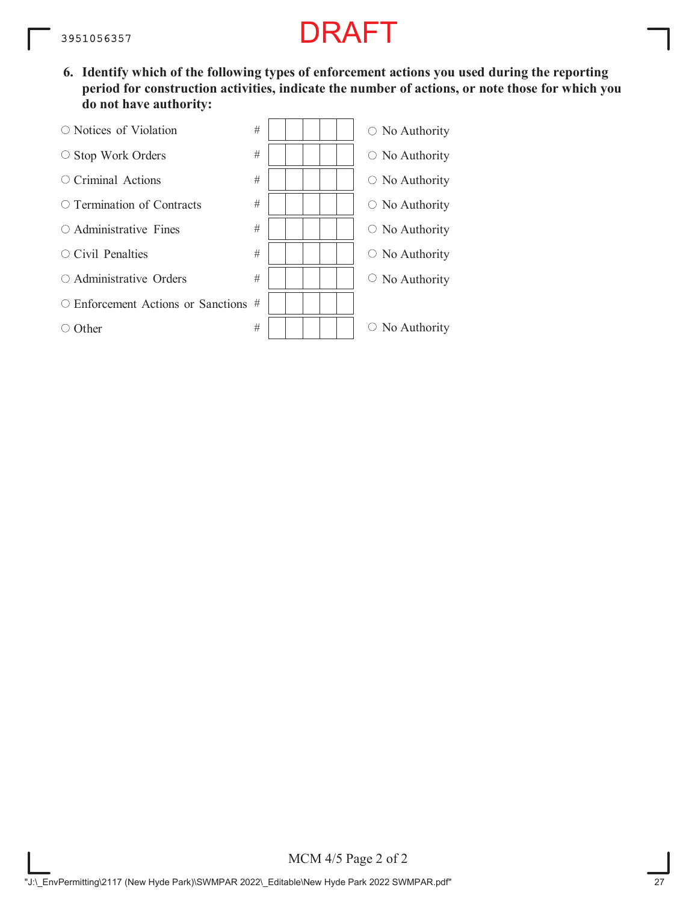DRAFT

**6. Identify which of the following types of enforcement actions you used during the reporting period for construction activities, indicate the number of actions, or note those for which you do not have authority:**

| Enforcement Action | # | |
|---|---|---|
| ○ Notices of Violation | # | ○ No Authority |
| ○ Stop Work Orders | # | ○ No Authority |
| ○ Criminal Actions | # | ○ No Authority |
| ○ Termination of Contracts | # | ○ No Authority |
| ○ Administrative Fines | # | ○ No Authority |
| ○ Civil Penalties | # | ○ No Authority |
| ○ Administrative Orders | # | ○ No Authority |
| ○ Enforcement Actions or Sanctions | # | |
| ○ Other | # | ○ No Authority |

MCM 4/5 Page 2 of 2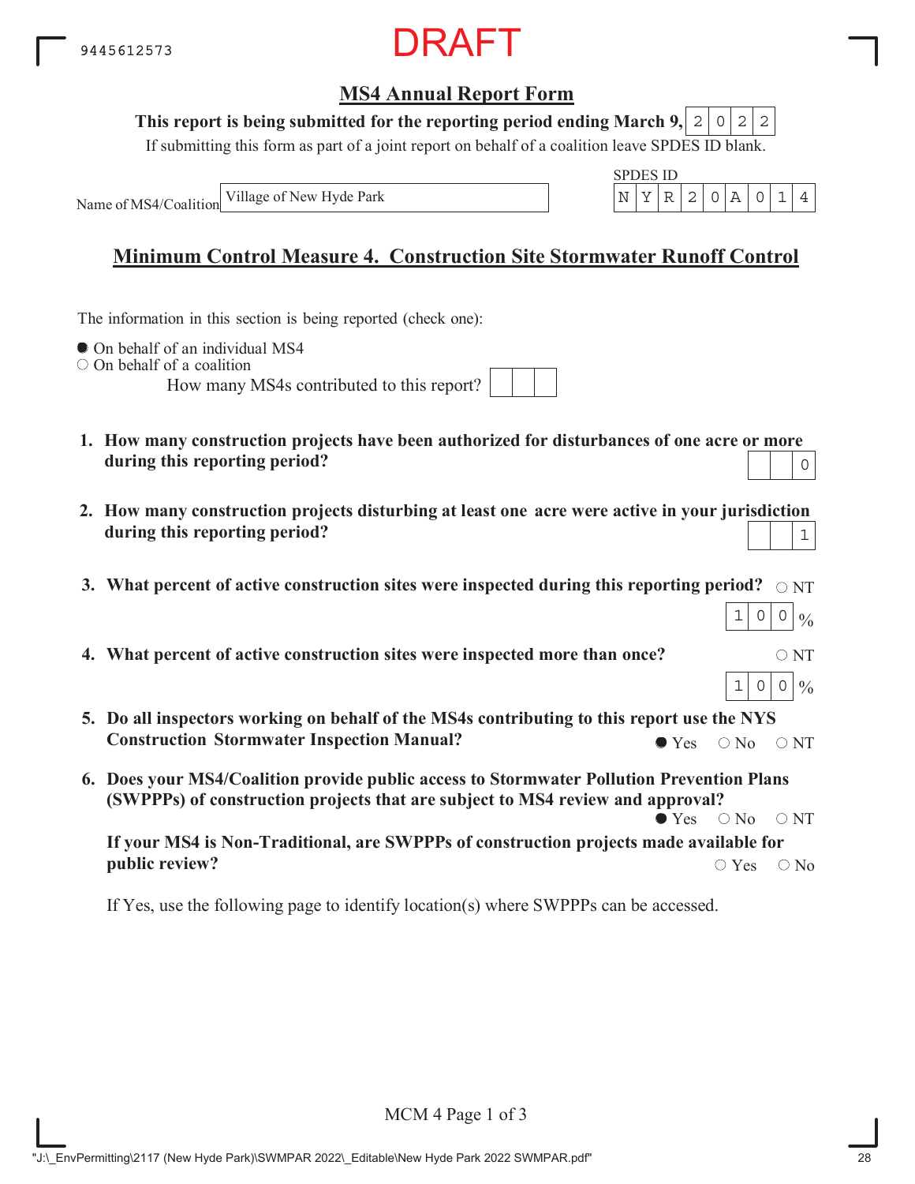DRAFT

## MS4 Annual Report Form

**This report is being submitted for the reporting period ending March 9, 2022**

If submitting this form as part of a joint report on behalf of a coalition leave SPDES ID blank.

Name of MS4/Coalition: Village of New Hyde Park

SPDES ID: NYR20A014

## Minimum Control Measure 4. Construction Site Stormwater Runoff Control

The information in this section is being reported (check one):

- ● On behalf of an individual MS4
- ○ On behalf of a coalition

How many MS4s contributed to this report? ___

1. **How many construction projects have been authorized for disturbances of one acre or more during this reporting period?** 0

2. **How many construction projects disturbing at least one acre were active in your jurisdiction during this reporting period?** 1

3. **What percent of active construction sites were inspected during this reporting period?** ○ NT — 100 %

4. **What percent of active construction sites were inspected more than once?** ○ NT — 100 %

5. **Do all inspectors working on behalf of the MS4s contributing to this report use the NYS Construction Stormwater Inspection Manual?** ● Yes ○ No ○ NT

6. **Does your MS4/Coalition provide public access to Stormwater Pollution Prevention Plans (SWPPPs) of construction projects that are subject to MS4 review and approval?** ● Yes ○ No ○ NT

   **If your MS4 is Non-Traditional, are SWPPPs of construction projects made available for public review?** ○ Yes ○ No

   If Yes, use the following page to identify location(s) where SWPPPs can be accessed.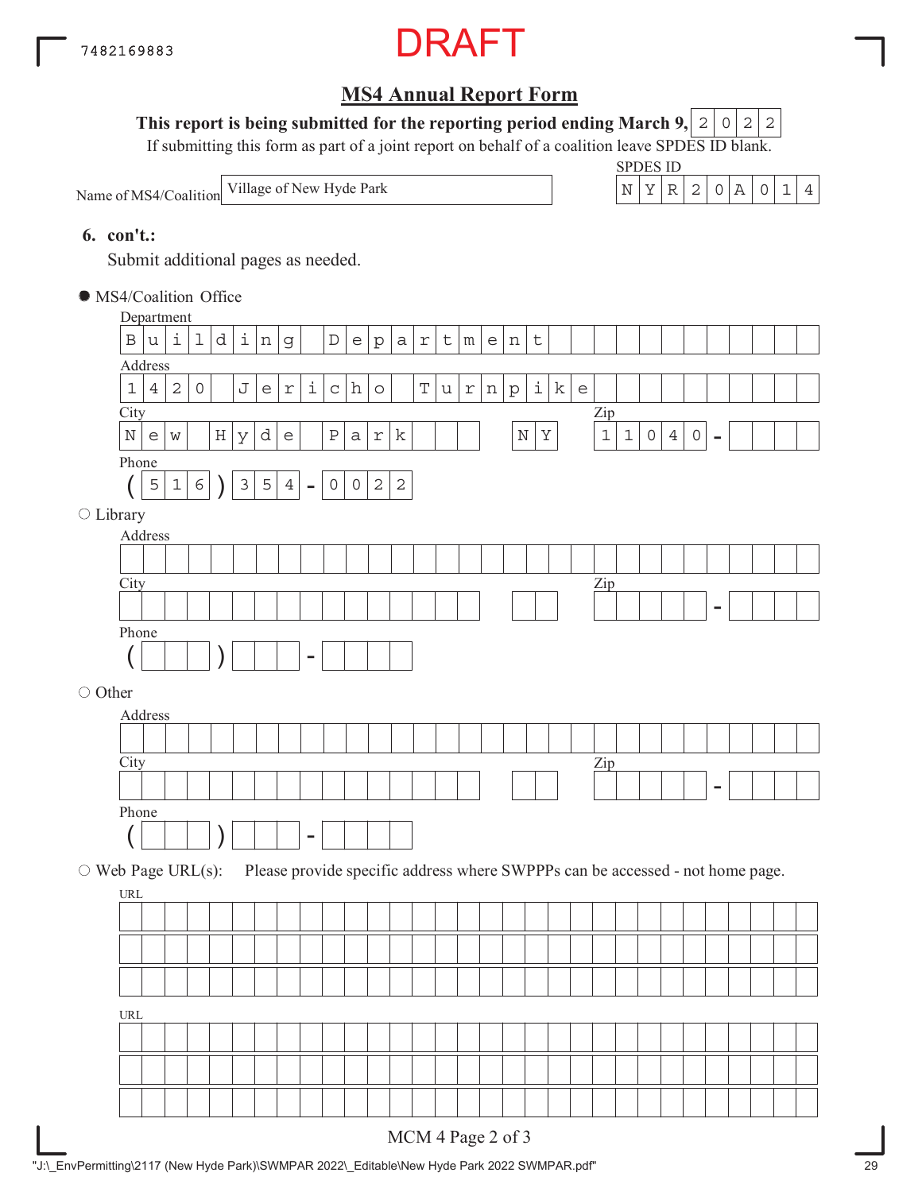7482169883

DRAFT

## MS4 Annual Report Form

**This report is being submitted for the reporting period ending March 9,** 2022

If submitting this form as part of a joint report on behalf of a coalition leave SPDES ID blank.

Name of MS4/Coalition: Village of New Hyde Park

SPDES ID: NYR20A014

**6. con't.:**

Submit additional pages as needed.

● MS4/Coalition Office

Department: Building Department

Address: 1420 Jericho Turnpike

City: New Hyde Park NY Zip: 11040 -

Phone: (516) 354 - 0022

○ Library

Address:

City: Zip: -

Phone: ( ) -

○ Other

Address:

City: Zip: -

Phone: ( ) -

○ Web Page URL(s): Please provide specific address where SWPPPs can be accessed - not home page.

URL:

URL:

MCM 4 Page 2 of 3

"J:\_EnvPermitting\2117 (New Hyde Park)\SWMPAR 2022\_Editable\New Hyde Park 2022 SWMPAR.pdf"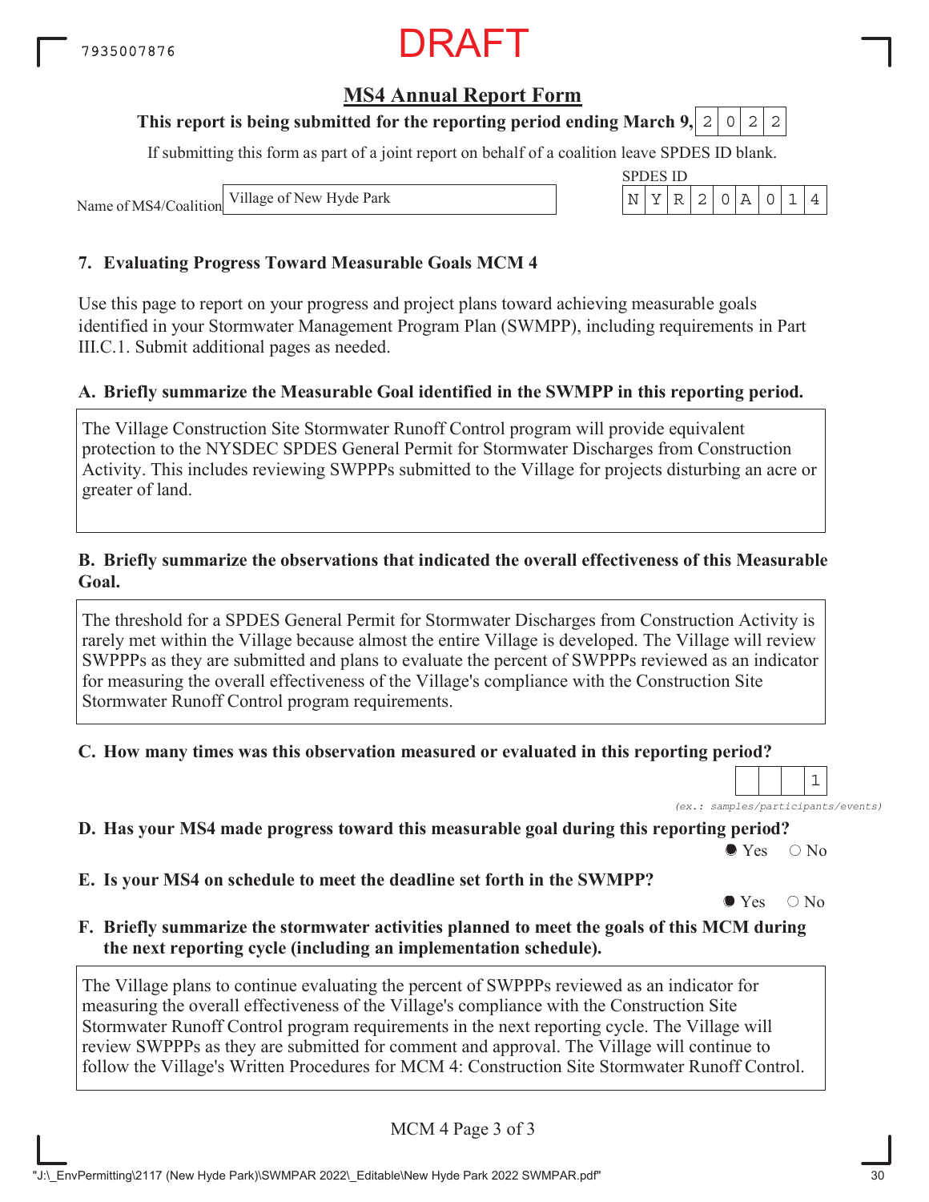7935007876

DRAFT

## MS4 Annual Report Form

**This report is being submitted for the reporting period ending March 9, 2022**

If submitting this form as part of a joint report on behalf of a coalition leave SPDES ID blank.

Name of MS4/Coalition: Village of New Hyde Park

SPDES ID: NYR20A014

### 7. Evaluating Progress Toward Measurable Goals MCM 4

Use this page to report on your progress and project plans toward achieving measurable goals identified in your Stormwater Management Program Plan (SWMPP), including requirements in Part III.C.1. Submit additional pages as needed.

**A. Briefly summarize the Measurable Goal identified in the SWMPP in this reporting period.**

The Village Construction Site Stormwater Runoff Control program will provide equivalent protection to the NYSDEC SPDES General Permit for Stormwater Discharges from Construction Activity. This includes reviewing SWPPPs submitted to the Village for projects disturbing an acre or greater of land.

**B. Briefly summarize the observations that indicated the overall effectiveness of this Measurable Goal.**

The threshold for a SPDES General Permit for Stormwater Discharges from Construction Activity is rarely met within the Village because almost the entire Village is developed. The Village will review SWPPPs as they are submitted and plans to evaluate the percent of SWPPPs reviewed as an indicator for measuring the overall effectiveness of the Village's compliance with the Construction Site Stormwater Runoff Control program requirements.

**C. How many times was this observation measured or evaluated in this reporting period?**

1

*(ex.: samples/participants/events)*

**D. Has your MS4 made progress toward this measurable goal during this reporting period?**

● Yes ○ No

**E. Is your MS4 on schedule to meet the deadline set forth in the SWMPP?**

● Yes ○ No

**F. Briefly summarize the stormwater activities planned to meet the goals of this MCM during the next reporting cycle (including an implementation schedule).**

The Village plans to continue evaluating the percent of SWPPPs reviewed as an indicator for measuring the overall effectiveness of the Village's compliance with the Construction Site Stormwater Runoff Control program requirements in the next reporting cycle. The Village will review SWPPPs as they are submitted for comment and approval. The Village will continue to follow the Village's Written Procedures for MCM 4: Construction Site Stormwater Runoff Control.

MCM 4 Page 3 of 3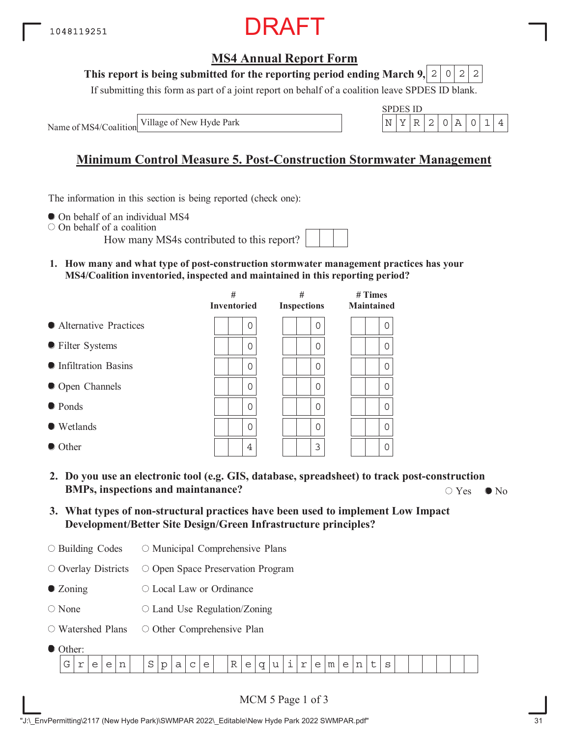1048119251

DRAFT

# MS4 Annual Report Form

**This report is being submitted for the reporting period ending March 9, 2022**

If submitting this form as part of a joint report on behalf of a coalition leave SPDES ID blank.

Name of MS4/Coalition: Village of New Hyde Park

SPDES ID: NYR20A014

## Minimum Control Measure 5. Post-Construction Stormwater Management

The information in this section is being reported (check one):

- ● On behalf of an individual MS4
- ○ On behalf of a coalition

How many MS4s contributed to this report?

**1. How many and what type of post-construction stormwater management practices has your MS4/Coalition inventoried, inspected and maintained in this reporting period?**

| | # Inventoried | # Inspections | # Times Maintained |
|---|---|---|---|
| ● Alternative Practices | 0 | 0 | 0 |
| ● Filter Systems | 0 | 0 | 0 |
| ● Infiltration Basins | 0 | 0 | 0 |
| ● Open Channels | 0 | 0 | 0 |
| ● Ponds | 0 | 0 | 0 |
| ● Wetlands | 0 | 0 | 0 |
| ● Other | 4 | 3 | 0 |

**2. Do you use an electronic tool (e.g. GIS, database, spreadsheet) to track post-construction BMPs, inspections and maintanance?** ○ Yes ● No

**3. What types of non-structural practices have been used to implement Low Impact Development/Better Site Design/Green Infrastructure principles?**

- ○ Building Codes
- ○ Municipal Comprehensive Plans
- ○ Overlay Districts
- ○ Open Space Preservation Program
- ● Zoning
- ○ Local Law or Ordinance
- ○ None
- ○ Land Use Regulation/Zoning
- ○ Watershed Plans
- ○ Other Comprehensive Plan
- ● Other: Green Space Requirements

MCM 5 Page 1 of 3

"J:\_EnvPermitting\2117 (New Hyde Park)\SWMPAR 2022\_Editable\New Hyde Park 2022 SWMPAR.pdf"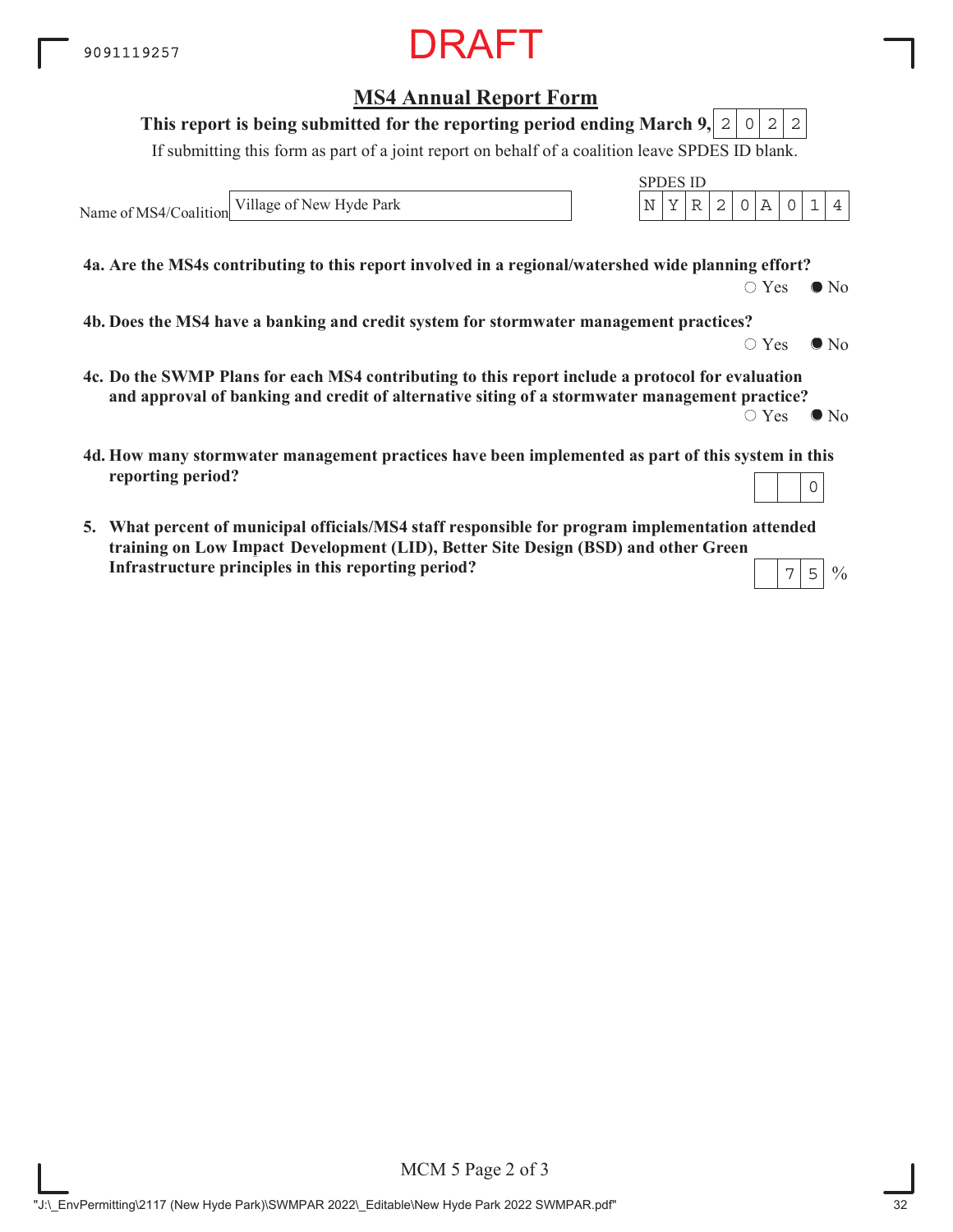DRAFT

## MS4 Annual Report Form

**This report is being submitted for the reporting period ending March 9, 2022**

If submitting this form as part of a joint report on behalf of a coalition leave SPDES ID blank.

Name of MS4/Coalition: Village of New Hyde Park

SPDES ID: NYR20A014

**4a. Are the MS4s contributing to this report involved in a regional/watershed wide planning effort?**

○ Yes ● No

**4b. Does the MS4 have a banking and credit system for stormwater management practices?**

○ Yes ● No

**4c. Do the SWMP Plans for each MS4 contributing to this report include a protocol for evaluation and approval of banking and credit of alternative siting of a stormwater management practice?**

○ Yes ● No

**4d. How many stormwater management practices have been implemented as part of this system in this reporting period?**

0

**5. What percent of municipal officials/MS4 staff responsible for program implementation attended training on Low Impact Development (LID), Better Site Design (BSD) and other Green Infrastructure principles in this reporting period?**

75 %

MCM 5 Page 2 of 3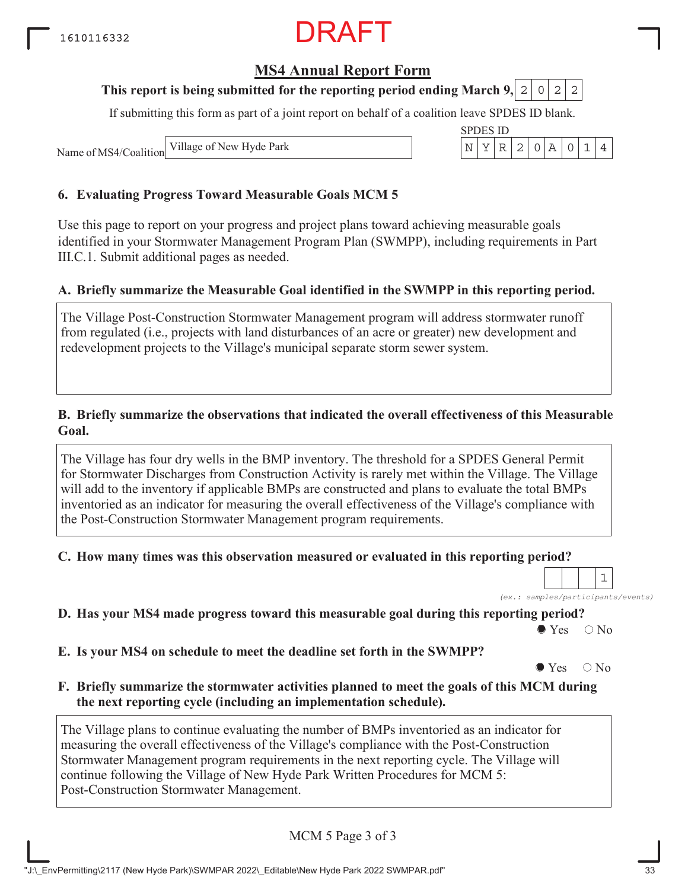DRAFT

# MS4 Annual Report Form

**This report is being submitted for the reporting period ending March 9, 2022**

If submitting this form as part of a joint report on behalf of a coalition leave SPDES ID blank.

Name of MS4/Coalition: Village of New Hyde Park

SPDES ID: NYR20A014

## 6. Evaluating Progress Toward Measurable Goals MCM 5

Use this page to report on your progress and project plans toward achieving measurable goals identified in your Stormwater Management Program Plan (SWMPP), including requirements in Part III.C.1. Submit additional pages as needed.

### A. Briefly summarize the Measurable Goal identified in the SWMPP in this reporting period.

The Village Post-Construction Stormwater Management program will address stormwater runoff from regulated (i.e., projects with land disturbances of an acre or greater) new development and redevelopment projects to the Village's municipal separate storm sewer system.

### B. Briefly summarize the observations that indicated the overall effectiveness of this Measurable Goal.

The Village has four dry wells in the BMP inventory. The threshold for a SPDES General Permit for Stormwater Discharges from Construction Activity is rarely met within the Village. The Village will add to the inventory if applicable BMPs are constructed and plans to evaluate the total BMPs inventoried as an indicator for measuring the overall effectiveness of the Village's compliance with the Post-Construction Stormwater Management program requirements.

### C. How many times was this observation measured or evaluated in this reporting period?

1

*(ex.: samples/participants/events)*

### D. Has your MS4 made progress toward this measurable goal during this reporting period?

● Yes ○ No

### E. Is your MS4 on schedule to meet the deadline set forth in the SWMPP?

● Yes ○ No

### F. Briefly summarize the stormwater activities planned to meet the goals of this MCM during the next reporting cycle (including an implementation schedule).

The Village plans to continue evaluating the number of BMPs inventoried as an indicator for measuring the overall effectiveness of the Village's compliance with the Post-Construction Stormwater Management program requirements in the next reporting cycle. The Village will continue following the Village of New Hyde Park Written Procedures for MCM 5: Post-Construction Stormwater Management.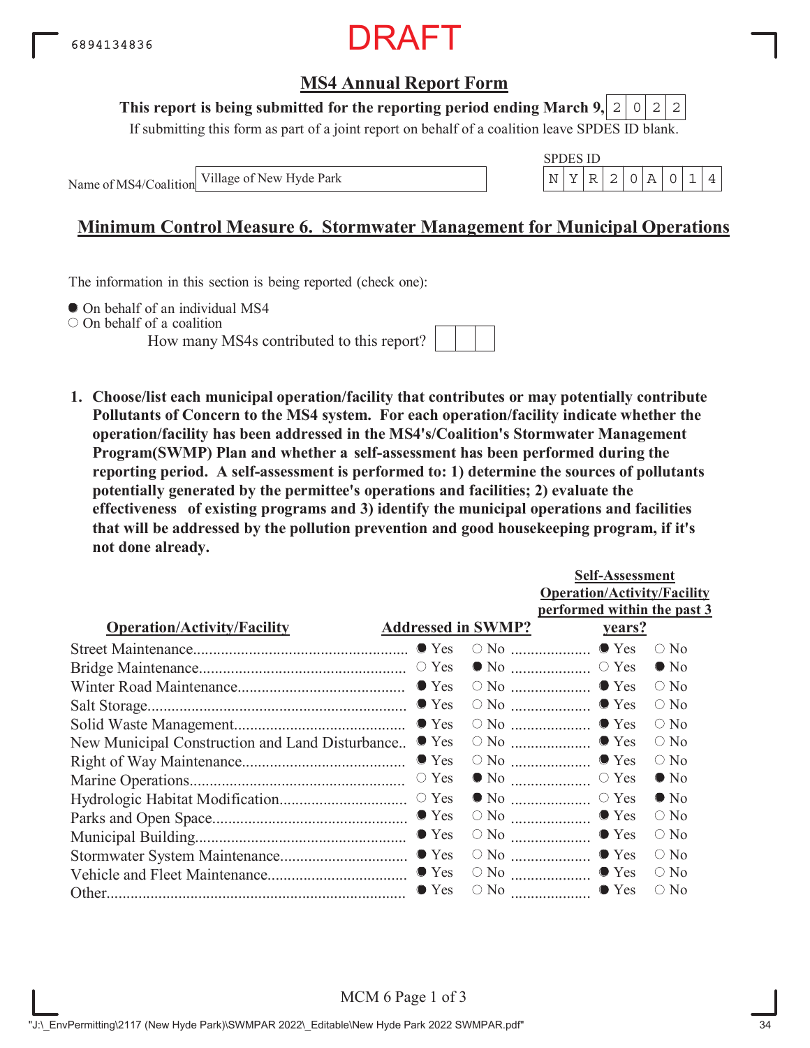DRAFT

## MS4 Annual Report Form

**This report is being submitted for the reporting period ending March 9, 2022**

If submitting this form as part of a joint report on behalf of a coalition leave SPDES ID blank.

Name of MS4/Coalition: Village of New Hyde Park

SPDES ID: NYR20A014

## Minimum Control Measure 6. Stormwater Management for Municipal Operations

The information in this section is being reported (check one):

- ● On behalf of an individual MS4
- ○ On behalf of a coalition

How many MS4s contributed to this report?

**1. Choose/list each municipal operation/facility that contributes or may potentially contribute Pollutants of Concern to the MS4 system. For each operation/facility indicate whether the operation/facility has been addressed in the MS4's/Coalition's Stormwater Management Program(SWMP) Plan and whether a self-assessment has been performed during the reporting period. A self-assessment is performed to: 1) determine the sources of pollutants potentially generated by the permittee's operations and facilities; 2) evaluate the effectiveness of existing programs and 3) identify the municipal operations and facilities that will be addressed by the pollution prevention and good housekeeping program, if it's not done already.**

| Operation/Activity/Facility | Addressed in SWMP? | Self-Assessment Operation/Activity/Facility performed within the past 3 years? |
|---|---|---|
| Street Maintenance | Yes | Yes |
| Bridge Maintenance | No | No |
| Winter Road Maintenance | Yes | Yes |
| Salt Storage | Yes | Yes |
| Solid Waste Management | Yes | Yes |
| New Municipal Construction and Land Disturbance | Yes | Yes |
| Right of Way Maintenance | Yes | Yes |
| Marine Operations | No | No |
| Hydrologic Habitat Modification | No | No |
| Parks and Open Space | Yes | Yes |
| Municipal Building | Yes | Yes |
| Stormwater System Maintenance | Yes | Yes |
| Vehicle and Fleet Maintenance | Yes | Yes |
| Other | Yes | Yes |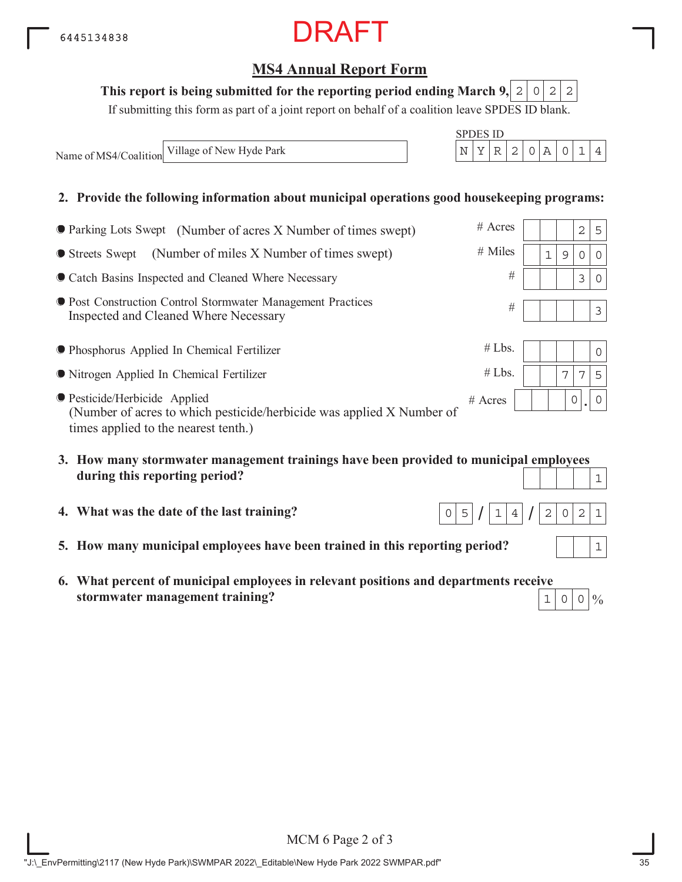6445134838

DRAFT

## MS4 Annual Report Form

**This report is being submitted for the reporting period ending March 9, 2022**

If submitting this form as part of a joint report on behalf of a coalition leave SPDES ID blank.

Name of MS4/Coalition: Village of New Hyde Park

SPDES ID: NYR20A014

**2. Provide the following information about municipal operations good housekeeping programs:**

| Item | Unit | Value |
|---|---|---|
| Parking Lots Swept (Number of acres X Number of times swept) | # Acres | 25 |
| Streets Swept (Number of miles X Number of times swept) | # Miles | 1900 |
| Catch Basins Inspected and Cleaned Where Necessary | # | 30 |
| Post Construction Control Stormwater Management Practices Inspected and Cleaned Where Necessary | # | 3 |
| Phosphorus Applied In Chemical Fertilizer | # Lbs. | 0 |
| Nitrogen Applied In Chemical Fertilizer | # Lbs. | 775 |
| Pesticide/Herbicide Applied (Number of acres to which pesticide/herbicide was applied X Number of times applied to the nearest tenth.) | # Acres | 0.0 |

**3. How many stormwater management trainings have been provided to municipal employees during this reporting period?** 1

**4. What was the date of the last training?** 05/14/2021

**5. How many municipal employees have been trained in this reporting period?** 1

**6. What percent of municipal employees in relevant positions and departments receive stormwater management training?** 100%

MCM 6 Page 2 of 3

"J:\_EnvPermitting\2117 (New Hyde Park)\SWMPAR 2022\_Editable\New Hyde Park 2022 SWMPAR.pdf"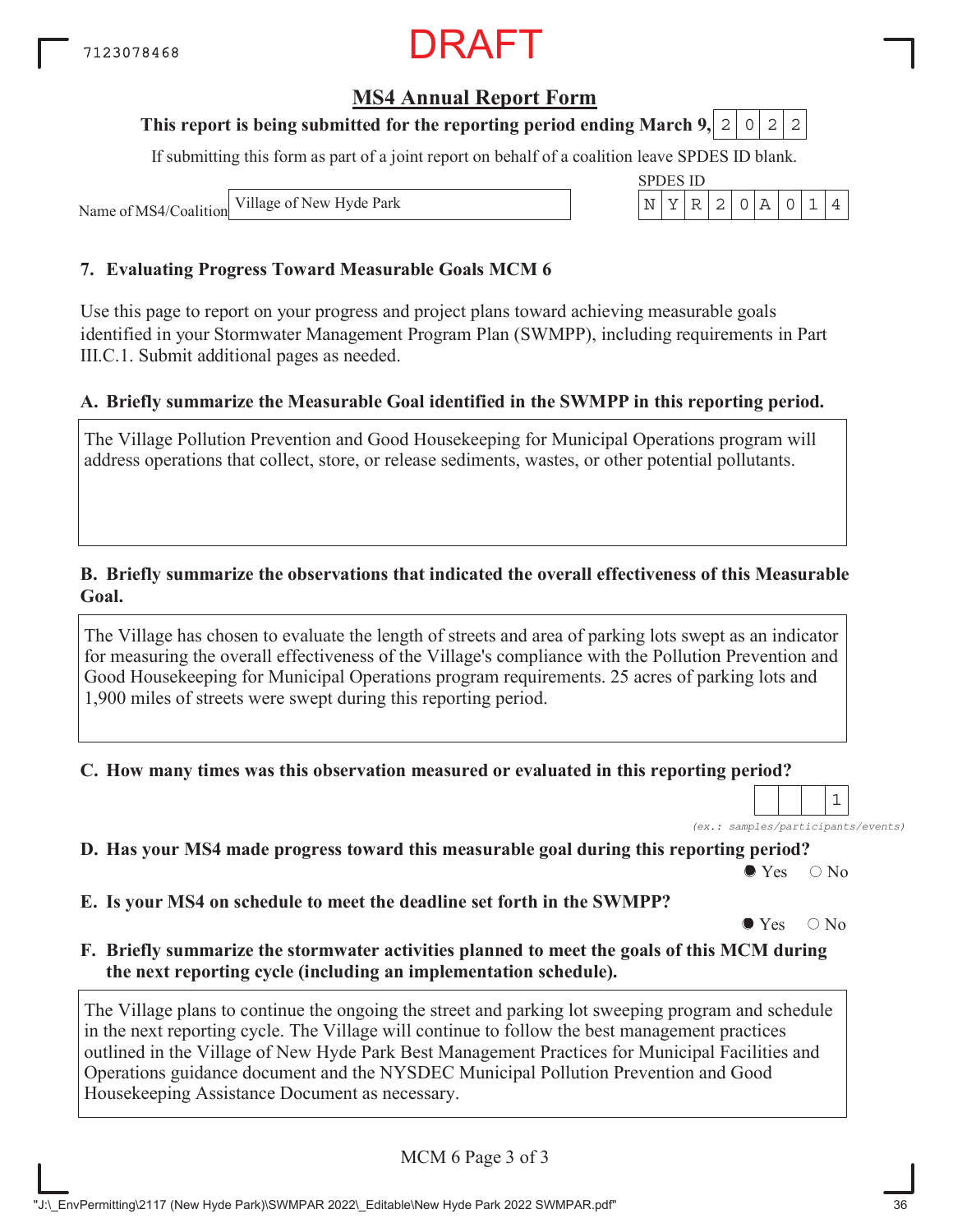7123078468

DRAFT

## MS4 Annual Report Form

**This report is being submitted for the reporting period ending March 9, 2022**

If submitting this form as part of a joint report on behalf of a coalition leave SPDES ID blank.

Name of MS4/Coalition: Village of New Hyde Park

SPDES ID: NYR20A014

### 7. Evaluating Progress Toward Measurable Goals MCM 6

Use this page to report on your progress and project plans toward achieving measurable goals identified in your Stormwater Management Program Plan (SWMPP), including requirements in Part III.C.1. Submit additional pages as needed.

**A. Briefly summarize the Measurable Goal identified in the SWMPP in this reporting period.**

The Village Pollution Prevention and Good Housekeeping for Municipal Operations program will address operations that collect, store, or release sediments, wastes, or other potential pollutants.

**B. Briefly summarize the observations that indicated the overall effectiveness of this Measurable Goal.**

The Village has chosen to evaluate the length of streets and area of parking lots swept as an indicator for measuring the overall effectiveness of the Village's compliance with the Pollution Prevention and Good Housekeeping for Municipal Operations program requirements. 25 acres of parking lots and 1,900 miles of streets were swept during this reporting period.

**C. How many times was this observation measured or evaluated in this reporting period?**

1

*(ex.: samples/participants/events)*

**D. Has your MS4 made progress toward this measurable goal during this reporting period?**

● Yes ○ No

**E. Is your MS4 on schedule to meet the deadline set forth in the SWMPP?**

● Yes ○ No

**F. Briefly summarize the stormwater activities planned to meet the goals of this MCM during the next reporting cycle (including an implementation schedule).**

The Village plans to continue the ongoing the street and parking lot sweeping program and schedule in the next reporting cycle. The Village will continue to follow the best management practices outlined in the Village of New Hyde Park Best Management Practices for Municipal Facilities and Operations guidance document and the NYSDEC Municipal Pollution Prevention and Good Housekeeping Assistance Document as necessary.

MCM 6 Page 3 of 3